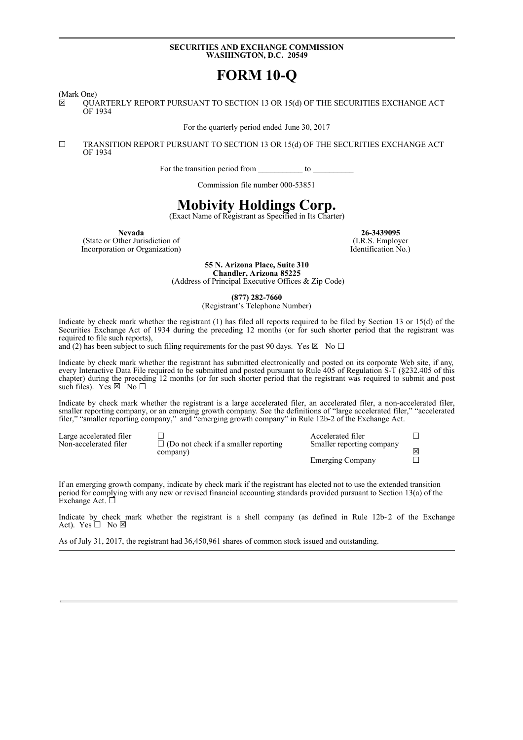**SECURITIES AND EXCHANGE COMMISSION**
**WASHINGTON, D.C. 20549**

# FORM 10-Q

(Mark One)

☒ QUARTERLY REPORT PURSUANT TO SECTION 13 OR 15(d) OF THE SECURITIES EXCHANGE ACT OF 1934

For the quarterly period ended June 30, 2017

☐ TRANSITION REPORT PURSUANT TO SECTION 13 OR 15(d) OF THE SECURITIES EXCHANGE ACT OF 1934

For the transition period from ___________ to __________

Commission file number 000-53851

# Mobivity Holdings Corp.

(Exact Name of Registrant as Specified in Its Charter)

| **Nevada** | **26-3439095** |
|---|---|
| (State or Other Jurisdiction of Incorporation or Organization) | (I.R.S. Employer Identification No.) |

**55 N. Arizona Place, Suite 310**
**Chandler, Arizona 85225**
(Address of Principal Executive Offices & Zip Code)

**(877) 282-7660**
(Registrant's Telephone Number)

Indicate by check mark whether the registrant (1) has filed all reports required to be filed by Section 13 or 15(d) of the Securities Exchange Act of 1934 during the preceding 12 months (or for such shorter period that the registrant was required to file such reports),
and (2) has been subject to such filing requirements for the past 90 days. Yes ☒ No ☐

Indicate by check mark whether the registrant has submitted electronically and posted on its corporate Web site, if any, every Interactive Data File required to be submitted and posted pursuant to Rule 405 of Regulation S-T (§232.405 of this chapter) during the preceding 12 months (or for such shorter period that the registrant was required to submit and post such files). Yes ☒ No ☐

Indicate by check mark whether the registrant is a large accelerated filer, an accelerated filer, a non-accelerated filer, smaller reporting company, or an emerging growth company. See the definitions of "large accelerated filer," "accelerated filer," "smaller reporting company," and "emerging growth company" in Rule 12b-2 of the Exchange Act.

| | | | |
|---|---|---|---|
| Large accelerated filer | ☐ | Accelerated filer | ☐ |
| Non-accelerated filer | ☐ (Do not check if a smaller reporting company) | Smaller reporting company | ☒ |
| | | Emerging Company | ☐ |

If an emerging growth company, indicate by check mark if the registrant has elected not to use the extended transition period for complying with any new or revised financial accounting standards provided pursuant to Section 13(a) of the Exchange Act. ☐

Indicate by check mark whether the registrant is a shell company (as defined in Rule 12b-2 of the Exchange Act). Yes ☐ No ☒

As of July 31, 2017, the registrant had 36,450,961 shares of common stock issued and outstanding.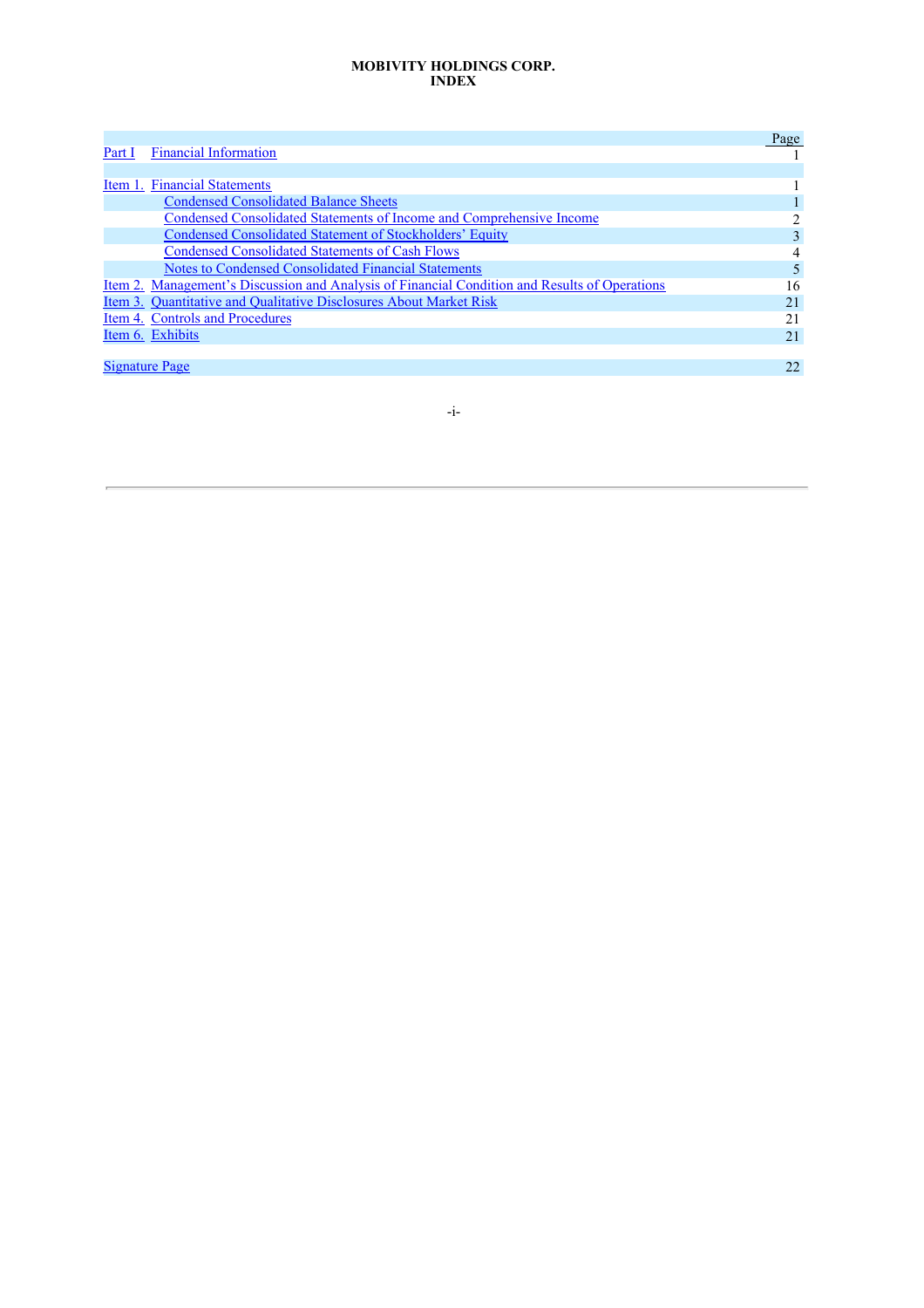**MOBIVITY HOLDINGS CORP.**
**INDEX**

| | | Page |
|---|---|---|
| Part I | Financial Information | 1 |
| | | |
| Item 1. | Financial Statements | 1 |
| | Condensed Consolidated Balance Sheets | 1 |
| | Condensed Consolidated Statements of Income and Comprehensive Income | 2 |
| | Condensed Consolidated Statement of Stockholders' Equity | 3 |
| | Condensed Consolidated Statements of Cash Flows | 4 |
| | Notes to Condensed Consolidated Financial Statements | 5 |
| Item 2. | Management's Discussion and Analysis of Financial Condition and Results of Operations | 16 |
| Item 3. | Quantitative and Qualitative Disclosures About Market Risk | 21 |
| Item 4. | Controls and Procedures | 21 |
| Item 6. | Exhibits | 21 |
| | | |
| Signature Page | | 22 |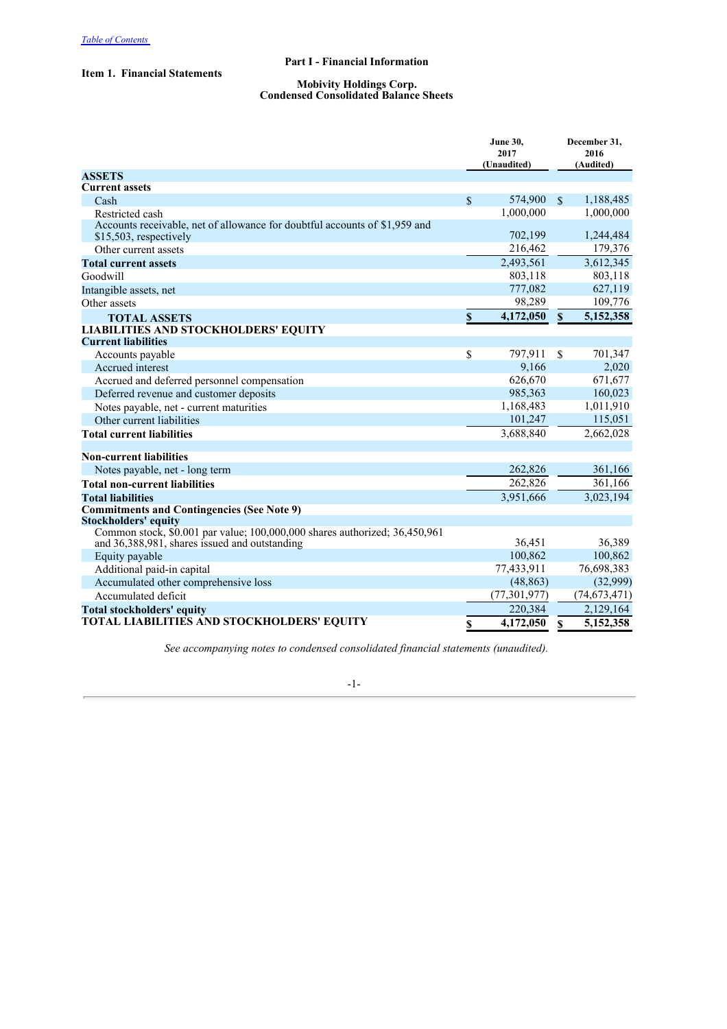[Table of Contents](#)

# Part I - Financial Information

## Item 1. Financial Statements

### Mobivity Holdings Corp.
### Condensed Consolidated Balance Sheets

| | June 30, 2017 (Unaudited) | December 31, 2016 (Audited) |
|---|---|---|
| **ASSETS** | | |
| **Current assets** | | |
| Cash | $ 574,900 | $ 1,188,485 |
| Restricted cash | 1,000,000 | 1,000,000 |
| Accounts receivable, net of allowance for doubtful accounts of $1,959 and $15,503, respectively | 702,199 | 1,244,484 |
| Other current assets | 216,462 | 179,376 |
| **Total current assets** | 2,493,561 | 3,612,345 |
| Goodwill | 803,118 | 803,118 |
| Intangible assets, net | 777,082 | 627,119 |
| Other assets | 98,289 | 109,776 |
| **TOTAL ASSETS** | **$ 4,172,050** | **$ 5,152,358** |
| **LIABILITIES AND STOCKHOLDERS' EQUITY** | | |
| **Current liabilities** | | |
| Accounts payable | $ 797,911 | $ 701,347 |
| Accrued interest | 9,166 | 2,020 |
| Accrued and deferred personnel compensation | 626,670 | 671,677 |
| Deferred revenue and customer deposits | 985,363 | 160,023 |
| Notes payable, net - current maturities | 1,168,483 | 1,011,910 |
| Other current liabilities | 101,247 | 115,051 |
| **Total current liabilities** | 3,688,840 | 2,662,028 |
| | | |
| **Non-current liabilities** | | |
| Notes payable, net - long term | 262,826 | 361,166 |
| **Total non-current liabilities** | 262,826 | 361,166 |
| **Total liabilities** | 3,951,666 | 3,023,194 |
| **Commitments and Contingencies (See Note 9)** | | |
| **Stockholders' equity** | | |
| Common stock, $0.001 par value; 100,000,000 shares authorized; 36,450,961 and 36,388,981, shares issued and outstanding | 36,451 | 36,389 |
| Equity payable | 100,862 | 100,862 |
| Additional paid-in capital | 77,433,911 | 76,698,383 |
| Accumulated other comprehensive loss | (48,863) | (32,999) |
| Accumulated deficit | (77,301,977) | (74,673,471) |
| **Total stockholders' equity** | 220,384 | 2,129,164 |
| **TOTAL LIABILITIES AND STOCKHOLDERS' EQUITY** | **$ 4,172,050** | **$ 5,152,358** |

*See accompanying notes to condensed consolidated financial statements (unaudited).*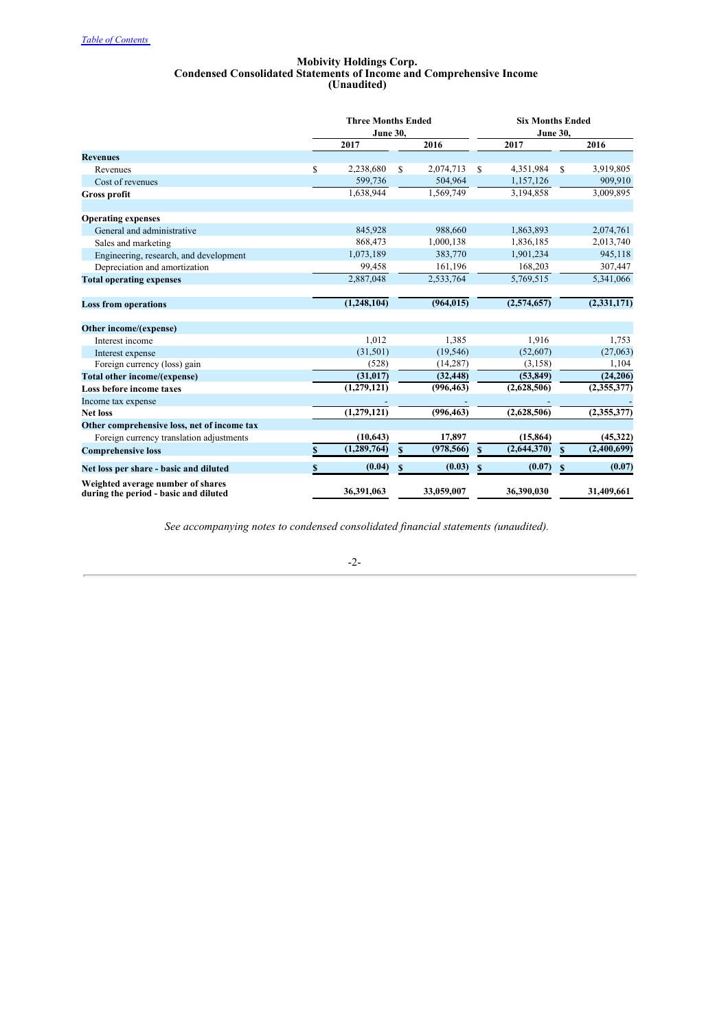[Table of Contents]

**Mobivity Holdings Corp.**
**Condensed Consolidated Statements of Income and Comprehensive Income**
**(Unaudited)**

| | Three Months Ended June 30, | | Six Months Ended June 30, | |
|---|---|---|---|---|
| | 2017 | 2016 | 2017 | 2016 |
| **Revenues** | | | | |
| Revenues | $ 2,238,680 | $ 2,074,713 | $ 4,351,984 | $ 3,919,805 |
| Cost of revenues | 599,736 | 504,964 | 1,157,126 | 909,910 |
| **Gross profit** | 1,638,944 | 1,569,749 | 3,194,858 | 3,009,895 |
| | | | | |
| **Operating expenses** | | | | |
| General and administrative | 845,928 | 988,660 | 1,863,893 | 2,074,761 |
| Sales and marketing | 868,473 | 1,000,138 | 1,836,185 | 2,013,740 |
| Engineering, research, and development | 1,073,189 | 383,770 | 1,901,234 | 945,118 |
| Depreciation and amortization | 99,458 | 161,196 | 168,203 | 307,447 |
| **Total operating expenses** | 2,887,048 | 2,533,764 | 5,769,515 | 5,341,066 |
| | | | | |
| **Loss from operations** | **(1,248,104)** | **(964,015)** | **(2,574,657)** | **(2,331,171)** |
| | | | | |
| **Other income/(expense)** | | | | |
| Interest income | 1,012 | 1,385 | 1,916 | 1,753 |
| Interest expense | (31,501) | (19,546) | (52,607) | (27,063) |
| Foreign currency (loss) gain | (528) | (14,287) | (3,158) | 1,104 |
| **Total other income/(expense)** | **(31,017)** | **(32,448)** | **(53,849)** | **(24,206)** |
| **Loss before income taxes** | **(1,279,121)** | **(996,463)** | **(2,628,506)** | **(2,355,377)** |
| Income tax expense | - | - | - | - |
| **Net loss** | **(1,279,121)** | **(996,463)** | **(2,628,506)** | **(2,355,377)** |
| **Other comprehensive loss, net of income tax** | | | | |
| Foreign currency translation adjustments | **(10,643)** | **17,897** | **(15,864)** | **(45,322)** |
| **Comprehensive loss** | **$ (1,289,764)** | **$ (978,566)** | **$ (2,644,370)** | **$ (2,400,699)** |
| | | | | |
| **Net loss per share - basic and diluted** | **$ (0.04)** | **$ (0.03)** | **$ (0.07)** | **$ (0.07)** |
| | | | | |
| **Weighted average number of shares during the period - basic and diluted** | **36,391,063** | **33,059,007** | **36,390,030** | **31,409,661** |

*See accompanying notes to condensed consolidated financial statements (unaudited).*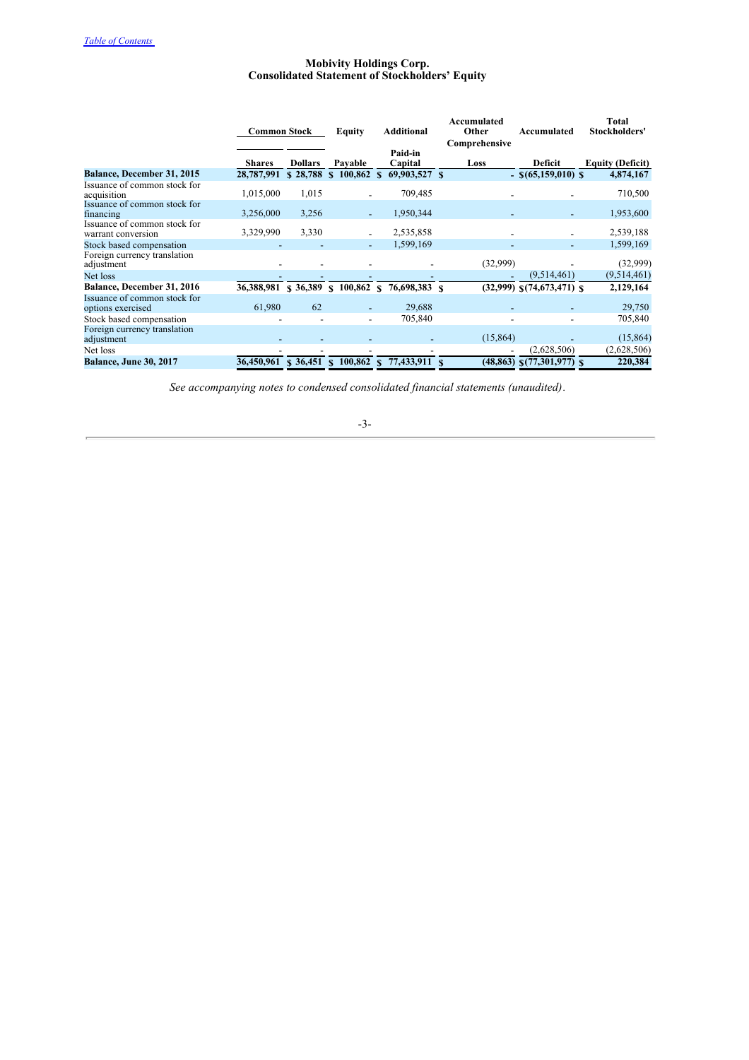[Table of Contents](#)

**Mobivity Holdings Corp.**
**Consolidated Statement of Stockholders' Equity**

| | Common Stock | | Equity | Additional | Accumulated Other Comprehensive | Accumulated | Total Stockholders' |
|---|---|---|---|---|---|---|---|
| | Shares | Dollars | Payable | Paid-in Capital | Loss | Deficit | Equity (Deficit) |
| **Balance, December 31, 2015** | **28,787,991** | **$ 28,788** | **$ 100,862** | **$ 69,903,527** | **$ -** | **$(65,159,010)** | **$ 4,874,167** |
| Issuance of common stock for acquisition | 1,015,000 | 1,015 | - | 709,485 | - | - | 710,500 |
| Issuance of common stock for financing | 3,256,000 | 3,256 | - | 1,950,344 | - | - | 1,953,600 |
| Issuance of common stock for warrant conversion | 3,329,990 | 3,330 | - | 2,535,858 | - | - | 2,539,188 |
| Stock based compensation | - | - | - | 1,599,169 | - | - | 1,599,169 |
| Foreign currency translation adjustment | - | - | - | - | (32,999) | - | (32,999) |
| Net loss | - | - | - | - | - | (9,514,461) | (9,514,461) |
| **Balance, December 31, 2016** | **36,388,981** | **$ 36,389** | **$ 100,862** | **$ 76,698,383** | **$ (32,999)** | **$(74,673,471)** | **$ 2,129,164** |
| Issuance of common stock for options exercised | 61,980 | 62 | - | 29,688 | - | - | 29,750 |
| Stock based compensation | - | - | - | 705,840 | - | - | 705,840 |
| Foreign currency translation adjustment | - | - | - | - | (15,864) | - | (15,864) |
| Net loss | - | - | - | - | - | (2,628,506) | (2,628,506) |
| **Balance, June 30, 2017** | **36,450,961** | **$ 36,451** | **$ 100,862** | **$ 77,433,911** | **$ (48,863)** | **$(77,301,977)** | **$ 220,384** |

*See accompanying notes to condensed consolidated financial statements (unaudited).*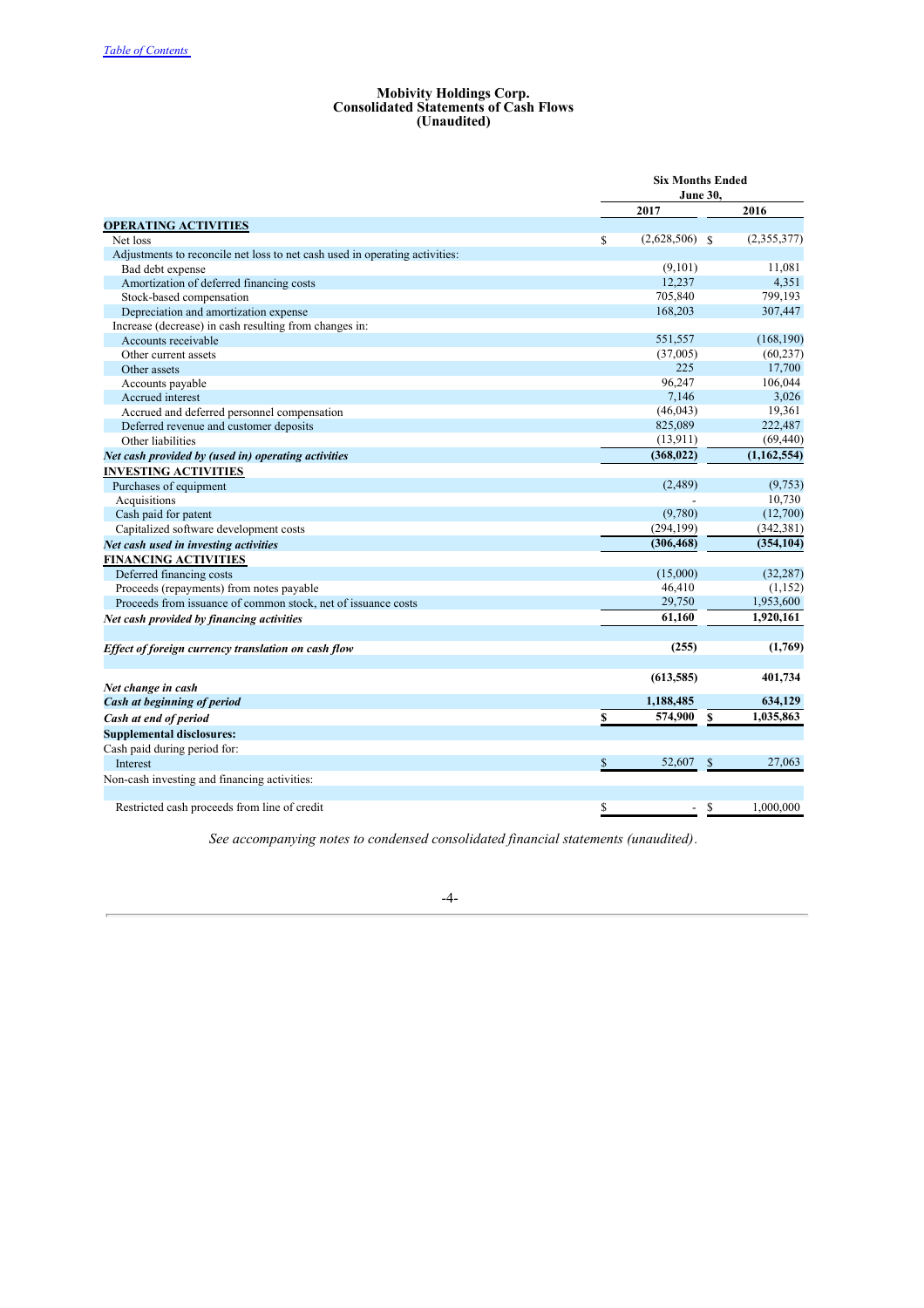Table of Contents

# Mobivity Holdings Corp.
## Consolidated Statements of Cash Flows
## (Unaudited)

| | Six Months Ended June 30, | |
|---|---|---|
| | 2017 | 2016 |
| **OPERATING ACTIVITIES** | | |
| Net loss | $ (2,628,506) | $ (2,355,377) |
| Adjustments to reconcile net loss to net cash used in operating activities: | | |
| Bad debt expense | (9,101) | 11,081 |
| Amortization of deferred financing costs | 12,237 | 4,351 |
| Stock-based compensation | 705,840 | 799,193 |
| Depreciation and amortization expense | 168,203 | 307,447 |
| Increase (decrease) in cash resulting from changes in: | | |
| Accounts receivable | 551,557 | (168,190) |
| Other current assets | (37,005) | (60,237) |
| Other assets | 225 | 17,700 |
| Accounts payable | 96,247 | 106,044 |
| Accrued interest | 7,146 | 3,026 |
| Accrued and deferred personnel compensation | (46,043) | 19,361 |
| Deferred revenue and customer deposits | 825,089 | 222,487 |
| Other liabilities | (13,911) | (69,440) |
| ***Net cash provided by (used in) operating activities*** | **(368,022)** | **(1,162,554)** |
| **INVESTING ACTIVITIES** | | |
| Purchases of equipment | (2,489) | (9,753) |
| Acquisitions | - | 10,730 |
| Cash paid for patent | (9,780) | (12,700) |
| Capitalized software development costs | (294,199) | (342,381) |
| ***Net cash used in investing activities*** | **(306,468)** | **(354,104)** |
| **FINANCING ACTIVITIES** | | |
| Deferred financing costs | (15,000) | (32,287) |
| Proceeds (repayments) from notes payable | 46,410 | (1,152) |
| Proceeds from issuance of common stock, net of issuance costs | 29,750 | 1,953,600 |
| ***Net cash provided by financing activities*** | **61,160** | **1,920,161** |
| | | |
| ***Effect of foreign currency translation on cash flow*** | **(255)** | **(1,769)** |
| | | |
| ***Net change in cash*** | **(613,585)** | **401,734** |
| ***Cash at beginning of period*** | **1,188,485** | **634,129** |
| ***Cash at end of period*** | **$ 574,900** | **$ 1,035,863** |
| **Supplemental disclosures:** | | |
| Cash paid during period for: | | |
| Interest | $ 52,607 | $ 27,063 |
| Non-cash investing and financing activities: | | |
| | | |
| Restricted cash proceeds from line of credit | $ - | $ 1,000,000 |

*See accompanying notes to condensed consolidated financial statements (unaudited).*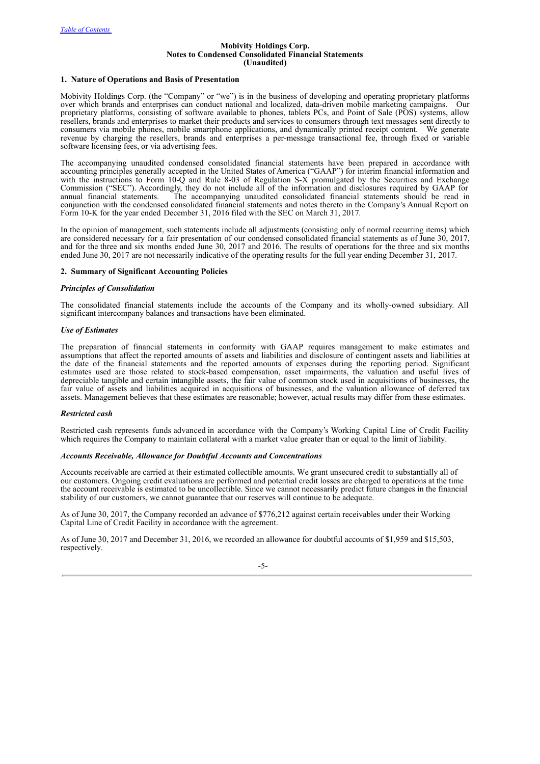**Mobivity Holdings Corp.**
**Notes to Condensed Consolidated Financial Statements**
**(Unaudited)**

### 1. Nature of Operations and Basis of Presentation

Mobivity Holdings Corp. (the "Company" or "we") is in the business of developing and operating proprietary platforms over which brands and enterprises can conduct national and localized, data-driven mobile marketing campaigns. Our proprietary platforms, consisting of software available to phones, tablets PCs, and Point of Sale (POS) systems, allow resellers, brands and enterprises to market their products and services to consumers through text messages sent directly to consumers via mobile phones, mobile smartphone applications, and dynamically printed receipt content. We generate revenue by charging the resellers, brands and enterprises a per-message transactional fee, through fixed or variable software licensing fees, or via advertising fees.

The accompanying unaudited condensed consolidated financial statements have been prepared in accordance with accounting principles generally accepted in the United States of America ("GAAP") for interim financial information and with the instructions to Form 10-Q and Rule 8-03 of Regulation S-X promulgated by the Securities and Exchange Commission ("SEC"). Accordingly, they do not include all of the information and disclosures required by GAAP for annual financial statements. The accompanying unaudited consolidated financial statements should be read in conjunction with the condensed consolidated financial statements and notes thereto in the Company's Annual Report on Form 10-K for the year ended December 31, 2016 filed with the SEC on March 31, 2017.

In the opinion of management, such statements include all adjustments (consisting only of normal recurring items) which are considered necessary for a fair presentation of our condensed consolidated financial statements as of June 30, 2017, and for the three and six months ended June 30, 2017 and 2016. The results of operations for the three and six months ended June 30, 2017 are not necessarily indicative of the operating results for the full year ending December 31, 2017.

### 2. Summary of Significant Accounting Policies

***Principles of Consolidation***

The consolidated financial statements include the accounts of the Company and its wholly-owned subsidiary. All significant intercompany balances and transactions have been eliminated.

***Use of Estimates***

The preparation of financial statements in conformity with GAAP requires management to make estimates and assumptions that affect the reported amounts of assets and liabilities and disclosure of contingent assets and liabilities at the date of the financial statements and the reported amounts of expenses during the reporting period. Significant estimates used are those related to stock-based compensation, asset impairments, the valuation and useful lives of depreciable tangible and certain intangible assets, the fair value of common stock used in acquisitions of businesses, the fair value of assets and liabilities acquired in acquisitions of businesses, and the valuation allowance of deferred tax assets. Management believes that these estimates are reasonable; however, actual results may differ from these estimates.

***Restricted cash***

Restricted cash represents funds advanced in accordance with the Company's Working Capital Line of Credit Facility which requires the Company to maintain collateral with a market value greater than or equal to the limit of liability.

***Accounts Receivable, Allowance for Doubtful Accounts and Concentrations***

Accounts receivable are carried at their estimated collectible amounts. We grant unsecured credit to substantially all of our customers. Ongoing credit evaluations are performed and potential credit losses are charged to operations at the time the account receivable is estimated to be uncollectible. Since we cannot necessarily predict future changes in the financial stability of our customers, we cannot guarantee that our reserves will continue to be adequate.

As of June 30, 2017, the Company recorded an advance of $776,212 against certain receivables under their Working Capital Line of Credit Facility in accordance with the agreement.

As of June 30, 2017 and December 31, 2016, we recorded an allowance for doubtful accounts of $1,959 and $15,503, respectively.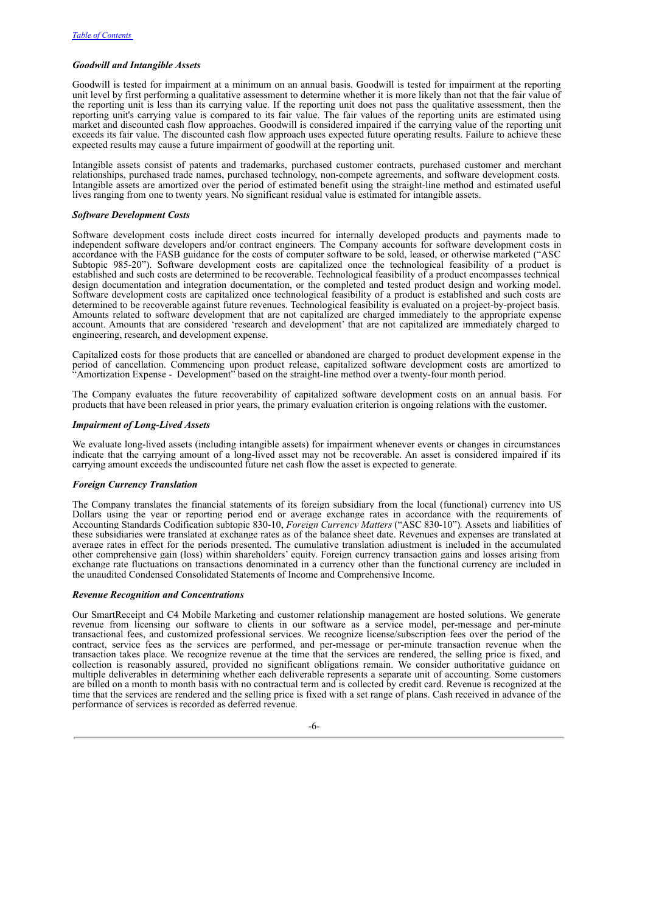### *Goodwill and Intangible Assets*

Goodwill is tested for impairment at a minimum on an annual basis. Goodwill is tested for impairment at the reporting unit level by first performing a qualitative assessment to determine whether it is more likely than not that the fair value of the reporting unit is less than its carrying value. If the reporting unit does not pass the qualitative assessment, then the reporting unit's carrying value is compared to its fair value. The fair values of the reporting units are estimated using market and discounted cash flow approaches. Goodwill is considered impaired if the carrying value of the reporting unit exceeds its fair value. The discounted cash flow approach uses expected future operating results. Failure to achieve these expected results may cause a future impairment of goodwill at the reporting unit.

Intangible assets consist of patents and trademarks, purchased customer contracts, purchased customer and merchant relationships, purchased trade names, purchased technology, non-compete agreements, and software development costs. Intangible assets are amortized over the period of estimated benefit using the straight-line method and estimated useful lives ranging from one to twenty years. No significant residual value is estimated for intangible assets.

### *Software Development Costs*

Software development costs include direct costs incurred for internally developed products and payments made to independent software developers and/or contract engineers. The Company accounts for software development costs in accordance with the FASB guidance for the costs of computer software to be sold, leased, or otherwise marketed ("ASC Subtopic 985-20"). Software development costs are capitalized once the technological feasibility of a product is established and such costs are determined to be recoverable. Technological feasibility of a product encompasses technical design documentation and integration documentation, or the completed and tested product design and working model. Software development costs are capitalized once technological feasibility of a product is established and such costs are determined to be recoverable against future revenues. Technological feasibility is evaluated on a project-by-project basis. Amounts related to software development that are not capitalized are charged immediately to the appropriate expense account. Amounts that are considered 'research and development' that are not capitalized are immediately charged to engineering, research, and development expense.

Capitalized costs for those products that are cancelled or abandoned are charged to product development expense in the period of cancellation. Commencing upon product release, capitalized software development costs are amortized to "Amortization Expense - Development" based on the straight-line method over a twenty-four month period.

The Company evaluates the future recoverability of capitalized software development costs on an annual basis. For products that have been released in prior years, the primary evaluation criterion is ongoing relations with the customer.

### *Impairment of Long-Lived Assets*

We evaluate long-lived assets (including intangible assets) for impairment whenever events or changes in circumstances indicate that the carrying amount of a long-lived asset may not be recoverable. An asset is considered impaired if its carrying amount exceeds the undiscounted future net cash flow the asset is expected to generate.

### *Foreign Currency Translation*

The Company translates the financial statements of its foreign subsidiary from the local (functional) currency into US Dollars using the year or reporting period end or average exchange rates in accordance with the requirements of Accounting Standards Codification subtopic 830-10, *Foreign Currency Matters* ("ASC 830-10"). Assets and liabilities of these subsidiaries were translated at exchange rates as of the balance sheet date. Revenues and expenses are translated at average rates in effect for the periods presented. The cumulative translation adjustment is included in the accumulated other comprehensive gain (loss) within shareholders' equity. Foreign currency transaction gains and losses arising from exchange rate fluctuations on transactions denominated in a currency other than the functional currency are included in the unaudited Condensed Consolidated Statements of Income and Comprehensive Income.

### *Revenue Recognition and Concentrations*

Our SmartReceipt and C4 Mobile Marketing and customer relationship management are hosted solutions. We generate revenue from licensing our software to clients in our software as a service model, per-message and per-minute transactional fees, and customized professional services. We recognize license/subscription fees over the period of the contract, service fees as the services are performed, and per-message or per-minute transaction revenue when the transaction takes place. We recognize revenue at the time that the services are rendered, the selling price is fixed, and collection is reasonably assured, provided no significant obligations remain. We consider authoritative guidance on multiple deliverables in determining whether each deliverable represents a separate unit of accounting. Some customers are billed on a month to month basis with no contractual term and is collected by credit card. Revenue is recognized at the time that the services are rendered and the selling price is fixed with a set range of plans. Cash received in advance of the performance of services is recorded as deferred revenue.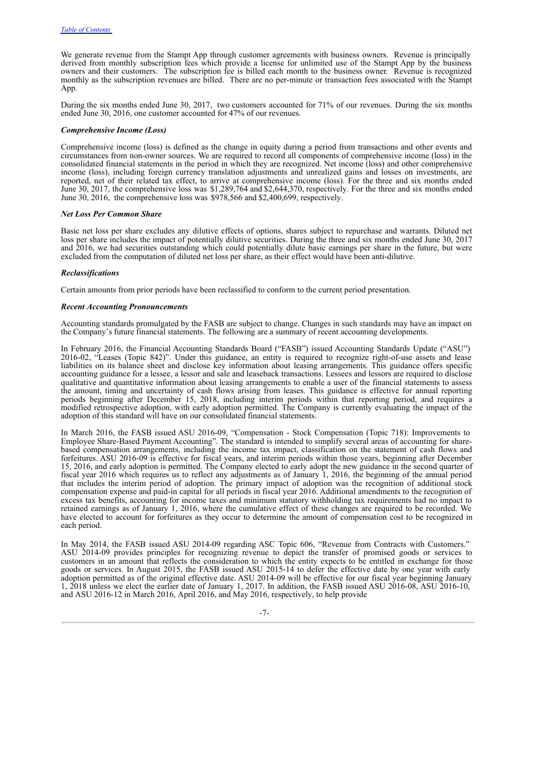We generate revenue from the Stampt App through customer agreements with business owners. Revenue is principally derived from monthly subscription fees which provide a license for unlimited use of the Stampt App by the business owners and their customers. The subscription fee is billed each month to the business owner. Revenue is recognized monthly as the subscription revenues are billed. There are no per-minute or transaction fees associated with the Stampt App.

During the six months ended June 30, 2017, two customers accounted for 71% of our revenues. During the six months ended June 30, 2016, one customer accounted for 47% of our revenues.

***Comprehensive Income (Loss)***

Comprehensive income (loss) is defined as the change in equity during a period from transactions and other events and circumstances from non-owner sources. We are required to record all components of comprehensive income (loss) in the consolidated financial statements in the period in which they are recognized. Net income (loss) and other comprehensive income (loss), including foreign currency translation adjustments and unrealized gains and losses on investments, are reported, net of their related tax effect, to arrive at comprehensive income (loss). For the three and six months ended June 30, 2017, the comprehensive loss was $1,289,764 and $2,644,370, respectively. For the three and six months ended June 30, 2016, the comprehensive loss was $978,566 and $2,400,699, respectively.

***Net Loss Per Common Share***

Basic net loss per share excludes any dilutive effects of options, shares subject to repurchase and warrants. Diluted net loss per share includes the impact of potentially dilutive securities. During the three and six months ended June 30, 2017 and 2016, we had securities outstanding which could potentially dilute basic earnings per share in the future, but were excluded from the computation of diluted net loss per share, as their effect would have been anti-dilutive.

***Reclassifications***

Certain amounts from prior periods have been reclassified to conform to the current period presentation.

***Recent Accounting Pronouncements***

Accounting standards promulgated by the FASB are subject to change. Changes in such standards may have an impact on the Company's future financial statements. The following are a summary of recent accounting developments.

In February 2016, the Financial Accounting Standards Board ("FASB") issued Accounting Standards Update ("ASU") 2016-02, "Leases (Topic 842)". Under this guidance, an entity is required to recognize right-of-use assets and lease liabilities on its balance sheet and disclose key information about leasing arrangements. This guidance offers specific accounting guidance for a lessee, a lessor and sale and leaseback transactions. Lessees and lessors are required to disclose qualitative and quantitative information about leasing arrangements to enable a user of the financial statements to assess the amount, timing and uncertainty of cash flows arising from leases. This guidance is effective for annual reporting periods beginning after December 15, 2018, including interim periods within that reporting period, and requires a modified retrospective adoption, with early adoption permitted. The Company is currently evaluating the impact of the adoption of this standard will have on our consolidated financial statements.

In March 2016, the FASB issued ASU 2016-09, "Compensation - Stock Compensation (Topic 718): Improvements to Employee Share-Based Payment Accounting". The standard is intended to simplify several areas of accounting for share-based compensation arrangements, including the income tax impact, classification on the statement of cash flows and forfeitures. ASU 2016-09 is effective for fiscal years, and interim periods within those years, beginning after December 15, 2016, and early adoption is permitted. The Company elected to early adopt the new guidance in the second quarter of fiscal year 2016 which requires us to reflect any adjustments as of January 1, 2016, the beginning of the annual period that includes the interim period of adoption. The primary impact of adoption was the recognition of additional stock compensation expense and paid-in capital for all periods in fiscal year 2016. Additional amendments to the recognition of excess tax benefits, accounting for income taxes and minimum statutory withholding tax requirements had no impact to retained earnings as of January 1, 2016, where the cumulative effect of these changes are required to be recorded. We have elected to account for forfeitures as they occur to determine the amount of compensation cost to be recognized in each period.

In May 2014, the FASB issued ASU 2014-09 regarding ASC Topic 606, "Revenue from Contracts with Customers." ASU 2014-09 provides principles for recognizing revenue to depict the transfer of promised goods or services to customers in an amount that reflects the consideration to which the entity expects to be entitled in exchange for those goods or services. In August 2015, the FASB issued ASU 2015-14 to defer the effective date by one year with early adoption permitted as of the original effective date. ASU 2014-09 will be effective for our fiscal year beginning January 1, 2018 unless we elect the earlier date of January 1, 2017. In addition, the FASB issued ASU 2016-08, ASU 2016-10, and ASU 2016-12 in March 2016, April 2016, and May 2016, respectively, to help provide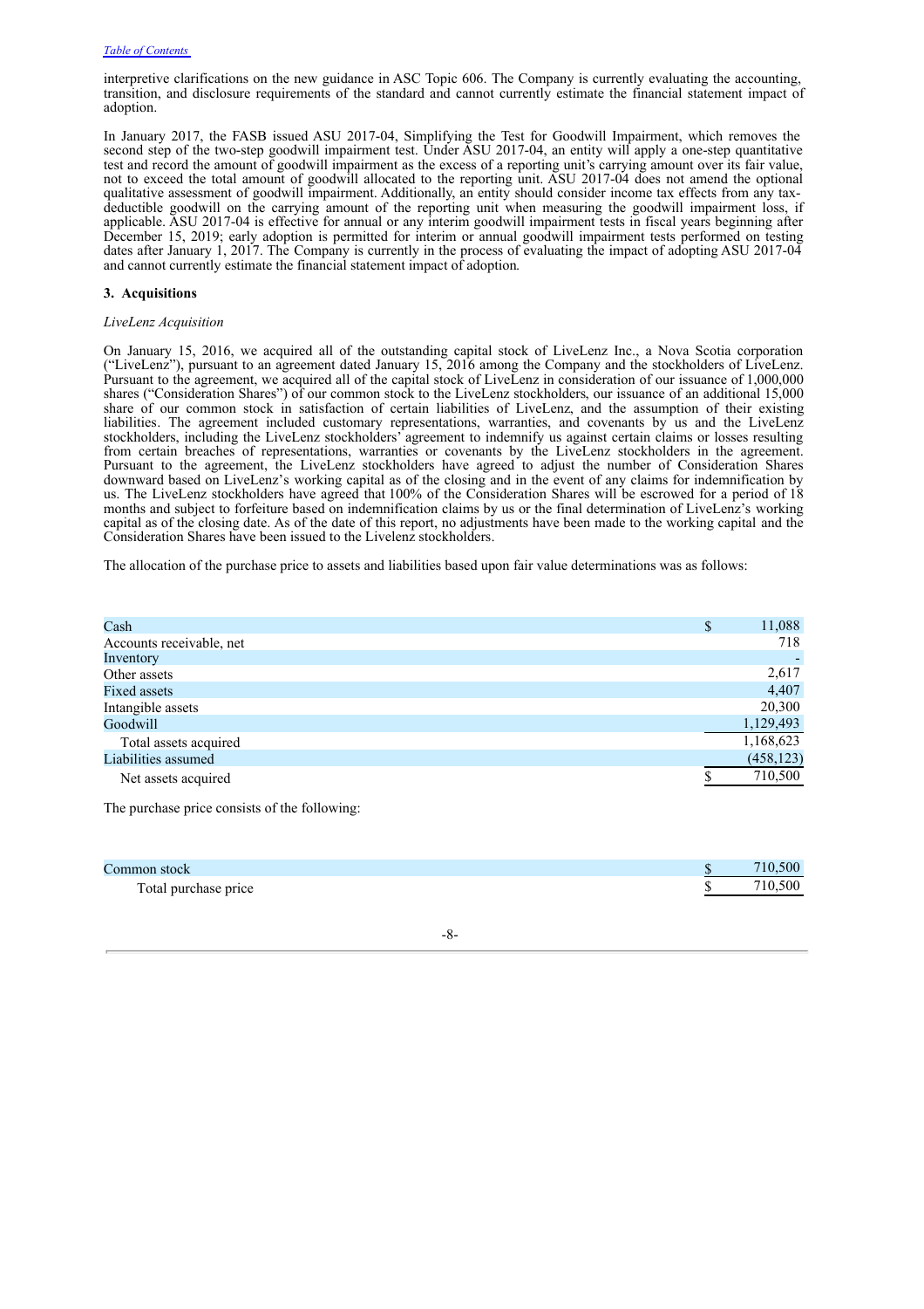interpretive clarifications on the new guidance in ASC Topic 606. The Company is currently evaluating the accounting, transition, and disclosure requirements of the standard and cannot currently estimate the financial statement impact of adoption.

In January 2017, the FASB issued ASU 2017-04, Simplifying the Test for Goodwill Impairment, which removes the second step of the two-step goodwill impairment test. Under ASU 2017-04, an entity will apply a one-step quantitative test and record the amount of goodwill impairment as the excess of a reporting unit's carrying amount over its fair value, not to exceed the total amount of goodwill allocated to the reporting unit. ASU 2017-04 does not amend the optional qualitative assessment of goodwill impairment. Additionally, an entity should consider income tax effects from any tax-deductible goodwill on the carrying amount of the reporting unit when measuring the goodwill impairment loss, if applicable. ASU 2017-04 is effective for annual or any interim goodwill impairment tests in fiscal years beginning after December 15, 2019; early adoption is permitted for interim or annual goodwill impairment tests performed on testing dates after January 1, 2017. The Company is currently in the process of evaluating the impact of adopting ASU 2017-04 and cannot currently estimate the financial statement impact of adoption.

**3. Acquisitions**

*LiveLenz Acquisition*

On January 15, 2016, we acquired all of the outstanding capital stock of LiveLenz Inc., a Nova Scotia corporation ("LiveLenz"), pursuant to an agreement dated January 15, 2016 among the Company and the stockholders of LiveLenz. Pursuant to the agreement, we acquired all of the capital stock of LiveLenz in consideration of our issuance of 1,000,000 shares ("Consideration Shares") of our common stock to the LiveLenz stockholders, our issuance of an additional 15,000 share of our common stock in satisfaction of certain liabilities of LiveLenz, and the assumption of their existing liabilities. The agreement included customary representations, warranties, and covenants by us and the LiveLenz stockholders, including the LiveLenz stockholders' agreement to indemnify us against certain claims or losses resulting from certain breaches of representations, warranties or covenants by the LiveLenz stockholders in the agreement. Pursuant to the agreement, the LiveLenz stockholders have agreed to adjust the number of Consideration Shares downward based on LiveLenz's working capital as of the closing and in the event of any claims for indemnification by us. The LiveLenz stockholders have agreed that 100% of the Consideration Shares will be escrowed for a period of 18 months and subject to forfeiture based on indemnification claims by us or the final determination of LiveLenz's working capital as of the closing date. As of the date of this report, no adjustments have been made to the working capital and the Consideration Shares have been issued to the Livelenz stockholders.

The allocation of the purchase price to assets and liabilities based upon fair value determinations was as follows:

| | | |
|---|---|---|
| Cash | $ | 11,088 |
| Accounts receivable, net | | 718 |
| Inventory | | - |
| Other assets | | 2,617 |
| Fixed assets | | 4,407 |
| Intangible assets | | 20,300 |
| Goodwill | | 1,129,493 |
| Total assets acquired | | 1,168,623 |
| Liabilities assumed | | (458,123) |
| Net assets acquired | $ | 710,500 |

The purchase price consists of the following:

| | | |
|---|---|---|
| Common stock | $ | 710,500 |
| Total purchase price | $ | 710,500 |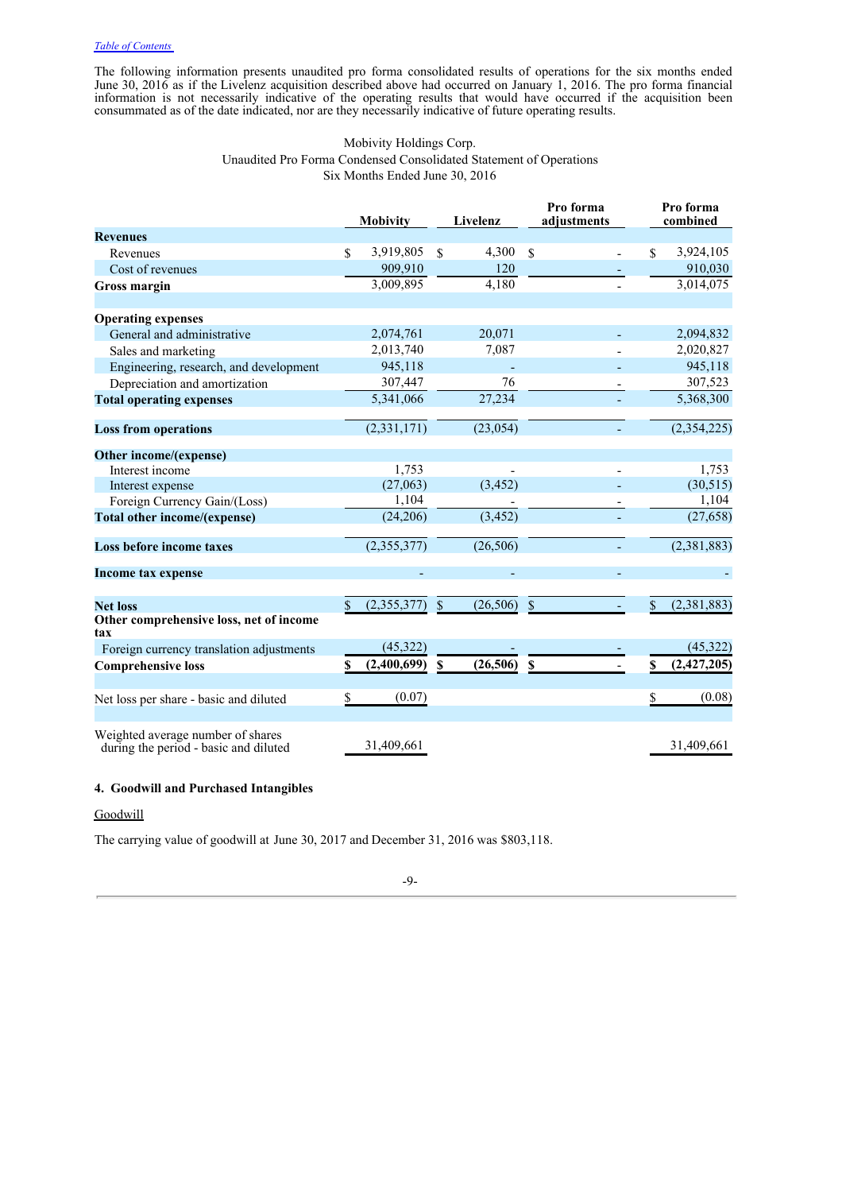The following information presents unaudited pro forma consolidated results of operations for the six months ended June 30, 2016 as if the Livelenz acquisition described above had occurred on January 1, 2016. The pro forma financial information is not necessarily indicative of the operating results that would have occurred if the acquisition been consummated as of the date indicated, nor are they necessarily indicative of future operating results.

Mobivity Holdings Corp.
Unaudited Pro Forma Condensed Consolidated Statement of Operations
Six Months Ended June 30, 2016

| | Mobivity | Livelenz | Pro forma adjustments | Pro forma combined |
|---|---|---|---|---|
| **Revenues** | | | | |
| Revenues | $ 3,919,805 | $ 4,300 | $ - | $ 3,924,105 |
| Cost of revenues | 909,910 | 120 | - | 910,030 |
| **Gross margin** | 3,009,895 | 4,180 | - | 3,014,075 |
| | | | | |
| **Operating expenses** | | | | |
| General and administrative | 2,074,761 | 20,071 | - | 2,094,832 |
| Sales and marketing | 2,013,740 | 7,087 | - | 2,020,827 |
| Engineering, research, and development | 945,118 | - | - | 945,118 |
| Depreciation and amortization | 307,447 | 76 | - | 307,523 |
| **Total operating expenses** | 5,341,066 | 27,234 | - | 5,368,300 |
| | | | | |
| **Loss from operations** | (2,331,171) | (23,054) | - | (2,354,225) |
| | | | | |
| **Other income/(expense)** | | | | |
| Interest income | 1,753 | - | - | 1,753 |
| Interest expense | (27,063) | (3,452) | - | (30,515) |
| Foreign Currency Gain/(Loss) | 1,104 | - | - | 1,104 |
| **Total other income/(expense)** | (24,206) | (3,452) | - | (27,658) |
| | | | | |
| **Loss before income taxes** | (2,355,377) | (26,506) | - | (2,381,883) |
| | | | | |
| **Income tax expense** | - | - | - | - |
| | | | | |
| **Net loss** | $ (2,355,377) | $ (26,506) | $ - | $ (2,381,883) |
| **Other comprehensive loss, net of income tax** | | | | |
| Foreign currency translation adjustments | (45,322) | - | - | (45,322) |
| **Comprehensive loss** | **$ (2,400,699)** | **$ (26,506)** | **$ -** | **$ (2,427,205)** |
| | | | | |
| Net loss per share - basic and diluted | $ (0.07) | | | $ (0.08) |
| | | | | |
| Weighted average number of shares during the period - basic and diluted | 31,409,661 | | | 31,409,661 |

**4. Goodwill and Purchased Intangibles**

Goodwill

The carrying value of goodwill at June 30, 2017 and December 31, 2016 was $803,118.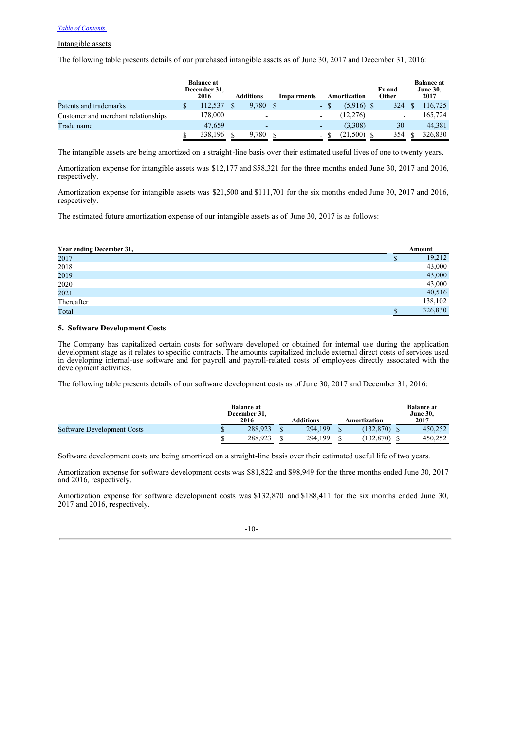Intangible assets

The following table presents details of our purchased intangible assets as of June 30, 2017 and December 31, 2016:

| | Balance at December 31, 2016 | Additions | Impairments | Amortization | Fx and Other | Balance at June 30, 2017 |
|---|---|---|---|---|---|---|
| Patents and trademarks | $ 112,537 | $ 9,780 | $ - | $ (5,916) | $ 324 | $ 116,725 |
| Customer and merchant relationships | 178,000 | - | - | (12,276) | - | 165,724 |
| Trade name | 47,659 | - | - | (3,308) | 30 | 44,381 |
| | $ 338,196 | $ 9,780 | $ - | $ (21,500) | $ 354 | $ 326,830 |

The intangible assets are being amortized on a straight-line basis over their estimated useful lives of one to twenty years.

Amortization expense for intangible assets was $12,177 and $58,321 for the three months ended June 30, 2017 and 2016, respectively.

Amortization expense for intangible assets was $21,500 and $111,701 for the six months ended June 30, 2017 and 2016, respectively.

The estimated future amortization expense of our intangible assets as of June 30, 2017 is as follows:

| Year ending December 31, | Amount |
|---|---|
| 2017 | $ 19,212 |
| 2018 | 43,000 |
| 2019 | 43,000 |
| 2020 | 43,000 |
| 2021 | 40,516 |
| Thereafter | 138,102 |
| Total | $ 326,830 |

## 5. Software Development Costs

The Company has capitalized certain costs for software developed or obtained for internal use during the application development stage as it relates to specific contracts. The amounts capitalized include external direct costs of services used in developing internal-use software and for payroll and payroll-related costs of employees directly associated with the development activities.

The following table presents details of our software development costs as of June 30, 2017 and December 31, 2016:

| | Balance at December 31, 2016 | Additions | Amortization | Balance at June 30, 2017 |
|---|---|---|---|---|
| Software Development Costs | $ 288,923 | $ 294,199 | $ (132,870) | $ 450,252 |
| | $ 288,923 | $ 294,199 | $ (132,870) | $ 450,252 |

Software development costs are being amortized on a straight-line basis over their estimated useful life of two years.

Amortization expense for software development costs was $81,822 and $98,949 for the three months ended June 30, 2017 and 2016, respectively.

Amortization expense for software development costs was $132,870 and $188,411 for the six months ended June 30, 2017 and 2016, respectively.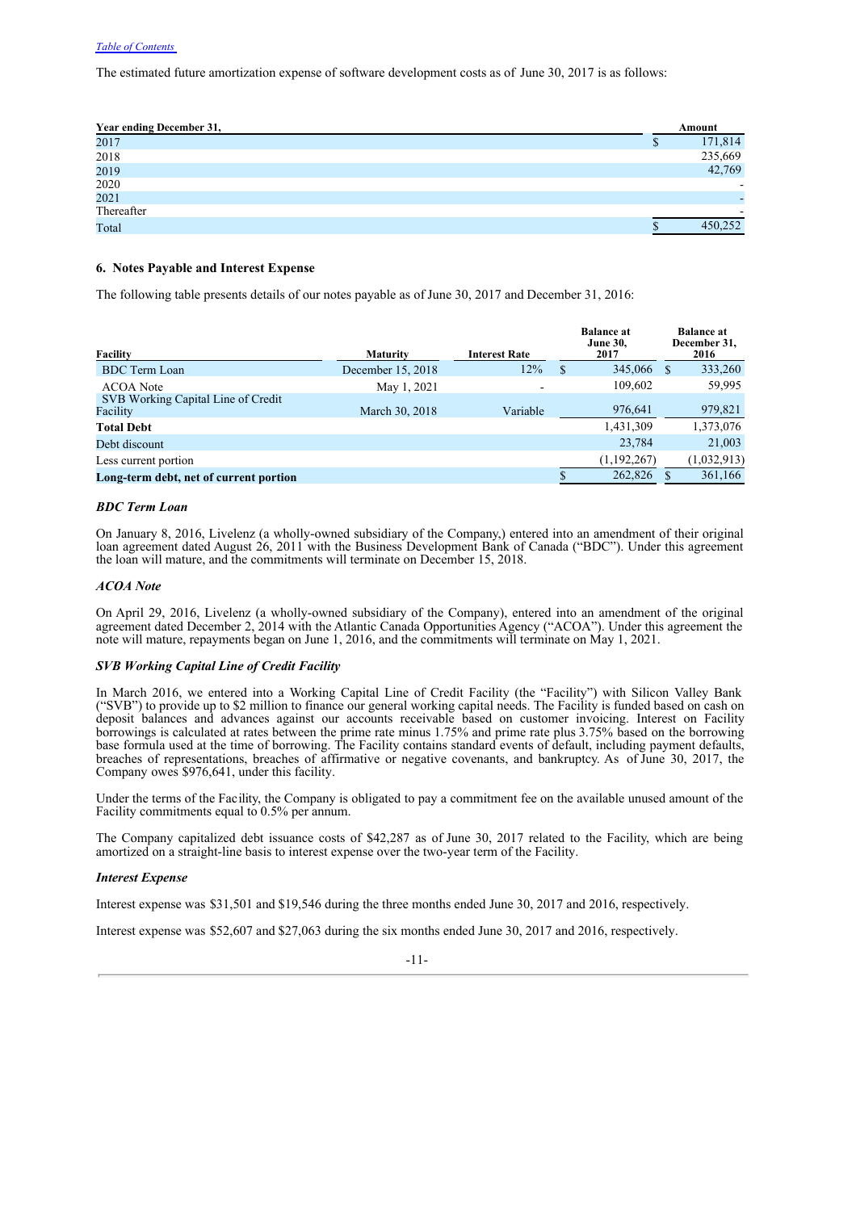The estimated future amortization expense of software development costs as of June 30, 2017 is as follows:

| Year ending December 31, | Amount |
|---|---|
| 2017 | $ 171,814 |
| 2018 | 235,669 |
| 2019 | 42,769 |
| 2020 | - |
| 2021 | - |
| Thereafter | - |
| Total | $ 450,252 |

### 6. Notes Payable and Interest Expense

The following table presents details of our notes payable as of June 30, 2017 and December 31, 2016:

| Facility | Maturity | Interest Rate | Balance at June 30, 2017 | Balance at December 31, 2016 |
|---|---|---|---|---|
| BDC Term Loan | December 15, 2018 | 12% | $ 345,066 | $ 333,260 |
| ACOA Note | May 1, 2021 | - | 109,602 | 59,995 |
| SVB Working Capital Line of Credit Facility | March 30, 2018 | Variable | 976,641 | 979,821 |
| **Total Debt** | | | 1,431,309 | 1,373,076 |
| Debt discount | | | 23,784 | 21,003 |
| Less current portion | | | (1,192,267) | (1,032,913) |
| **Long-term debt, net of current portion** | | | $ 262,826 | $ 361,166 |

***BDC Term Loan***

On January 8, 2016, Livelenz (a wholly-owned subsidiary of the Company,) entered into an amendment of their original loan agreement dated August 26, 2011 with the Business Development Bank of Canada ("BDC"). Under this agreement the loan will mature, and the commitments will terminate on December 15, 2018.

***ACOA Note***

On April 29, 2016, Livelenz (a wholly-owned subsidiary of the Company), entered into an amendment of the original agreement dated December 2, 2014 with the Atlantic Canada Opportunities Agency ("ACOA"). Under this agreement the note will mature, repayments began on June 1, 2016, and the commitments will terminate on May 1, 2021.

***SVB Working Capital Line of Credit Facility***

In March 2016, we entered into a Working Capital Line of Credit Facility (the "Facility") with Silicon Valley Bank ("SVB") to provide up to $2 million to finance our general working capital needs. The Facility is funded based on cash on deposit balances and advances against our accounts receivable based on customer invoicing. Interest on Facility borrowings is calculated at rates between the prime rate minus 1.75% and prime rate plus 3.75% based on the borrowing base formula used at the time of borrowing. The Facility contains standard events of default, including payment defaults, breaches of representations, breaches of affirmative or negative covenants, and bankruptcy. As of June 30, 2017, the Company owes $976,641, under this facility.

Under the terms of the Facility, the Company is obligated to pay a commitment fee on the available unused amount of the Facility commitments equal to 0.5% per annum.

The Company capitalized debt issuance costs of $42,287 as of June 30, 2017 related to the Facility, which are being amortized on a straight-line basis to interest expense over the two-year term of the Facility.

***Interest Expense***

Interest expense was $31,501 and $19,546 during the three months ended June 30, 2017 and 2016, respectively.

Interest expense was $52,607 and $27,063 during the six months ended June 30, 2017 and 2016, respectively.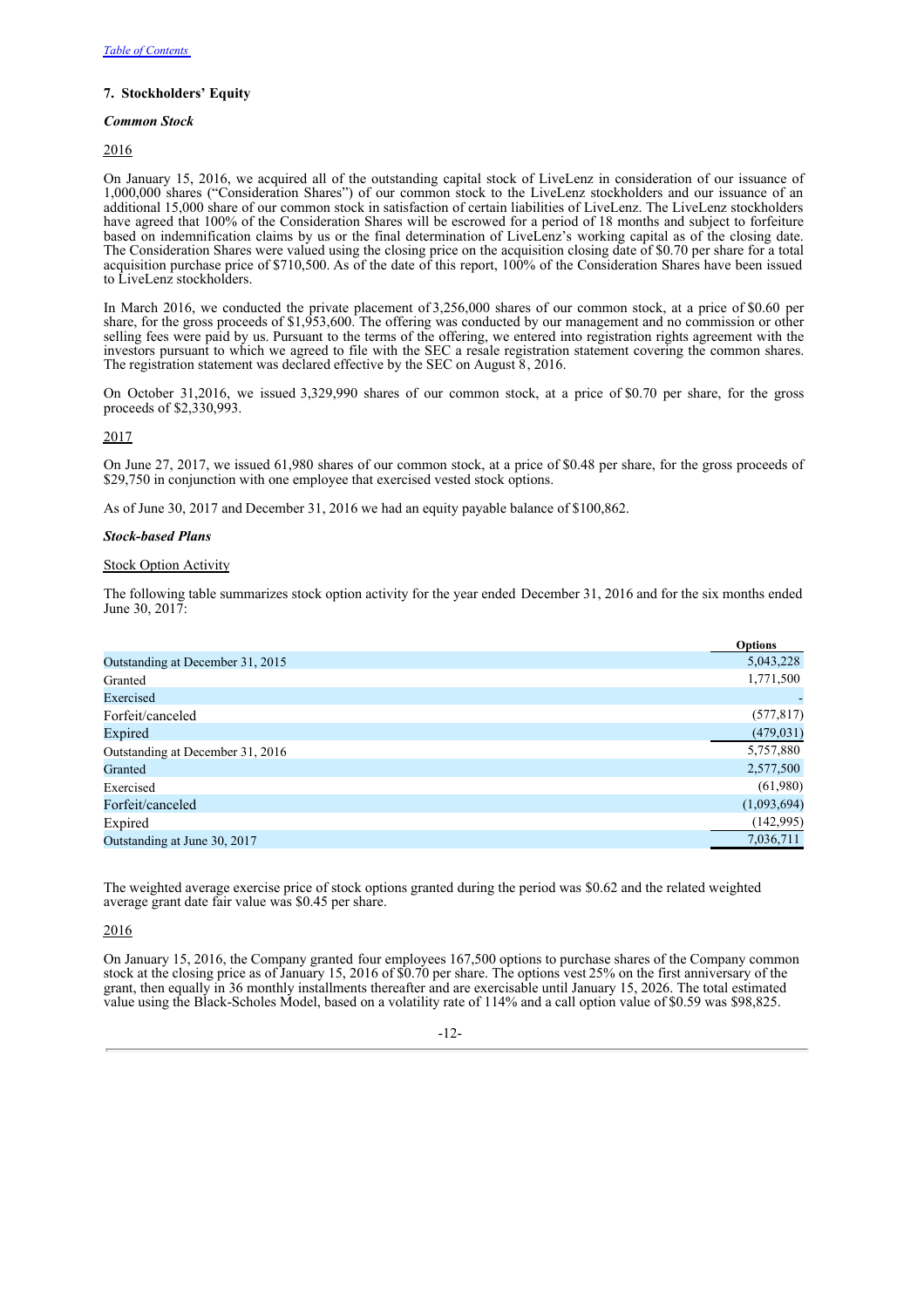[Table of Contents](#)

### 7. Stockholders' Equity

#### *Common Stock*

2016

On January 15, 2016, we acquired all of the outstanding capital stock of LiveLenz in consideration of our issuance of 1,000,000 shares ("Consideration Shares") of our common stock to the LiveLenz stockholders and our issuance of an additional 15,000 share of our common stock in satisfaction of certain liabilities of LiveLenz. The LiveLenz stockholders have agreed that 100% of the Consideration Shares will be escrowed for a period of 18 months and subject to forfeiture based on indemnification claims by us or the final determination of LiveLenz's working capital as of the closing date. The Consideration Shares were valued using the closing price on the acquisition closing date of $0.70 per share for a total acquisition purchase price of $710,500. As of the date of this report, 100% of the Consideration Shares have been issued to LiveLenz stockholders.

In March 2016, we conducted the private placement of 3,256,000 shares of our common stock, at a price of $0.60 per share, for the gross proceeds of $1,953,600. The offering was conducted by our management and no commission or other selling fees were paid by us. Pursuant to the terms of the offering, we entered into registration rights agreement with the investors pursuant to which we agreed to file with the SEC a resale registration statement covering the common shares. The registration statement was declared effective by the SEC on August 8, 2016.

On October 31,2016, we issued 3,329,990 shares of our common stock, at a price of $0.70 per share, for the gross proceeds of $2,330,993.

2017

On June 27, 2017, we issued 61,980 shares of our common stock, at a price of $0.48 per share, for the gross proceeds of $29,750 in conjunction with one employee that exercised vested stock options.

As of June 30, 2017 and December 31, 2016 we had an equity payable balance of $100,862.

#### *Stock-based Plans*

Stock Option Activity

The following table summarizes stock option activity for the year ended December 31, 2016 and for the six months ended June 30, 2017:

| | Options |
|---|---|
| Outstanding at December 31, 2015 | 5,043,228 |
| Granted | 1,771,500 |
| Exercised | - |
| Forfeit/canceled | (577,817) |
| Expired | (479,031) |
| Outstanding at December 31, 2016 | 5,757,880 |
| Granted | 2,577,500 |
| Exercised | (61,980) |
| Forfeit/canceled | (1,093,694) |
| Expired | (142,995) |
| Outstanding at June 30, 2017 | 7,036,711 |

The weighted average exercise price of stock options granted during the period was $0.62 and the related weighted average grant date fair value was $0.45 per share.

2016

On January 15, 2016, the Company granted four employees 167,500 options to purchase shares of the Company common stock at the closing price as of January 15, 2016 of $0.70 per share. The options vest 25% on the first anniversary of the grant, then equally in 36 monthly installments thereafter and are exercisable until January 15, 2026. The total estimated value using the Black-Scholes Model, based on a volatility rate of 114% and a call option value of $0.59 was $98,825.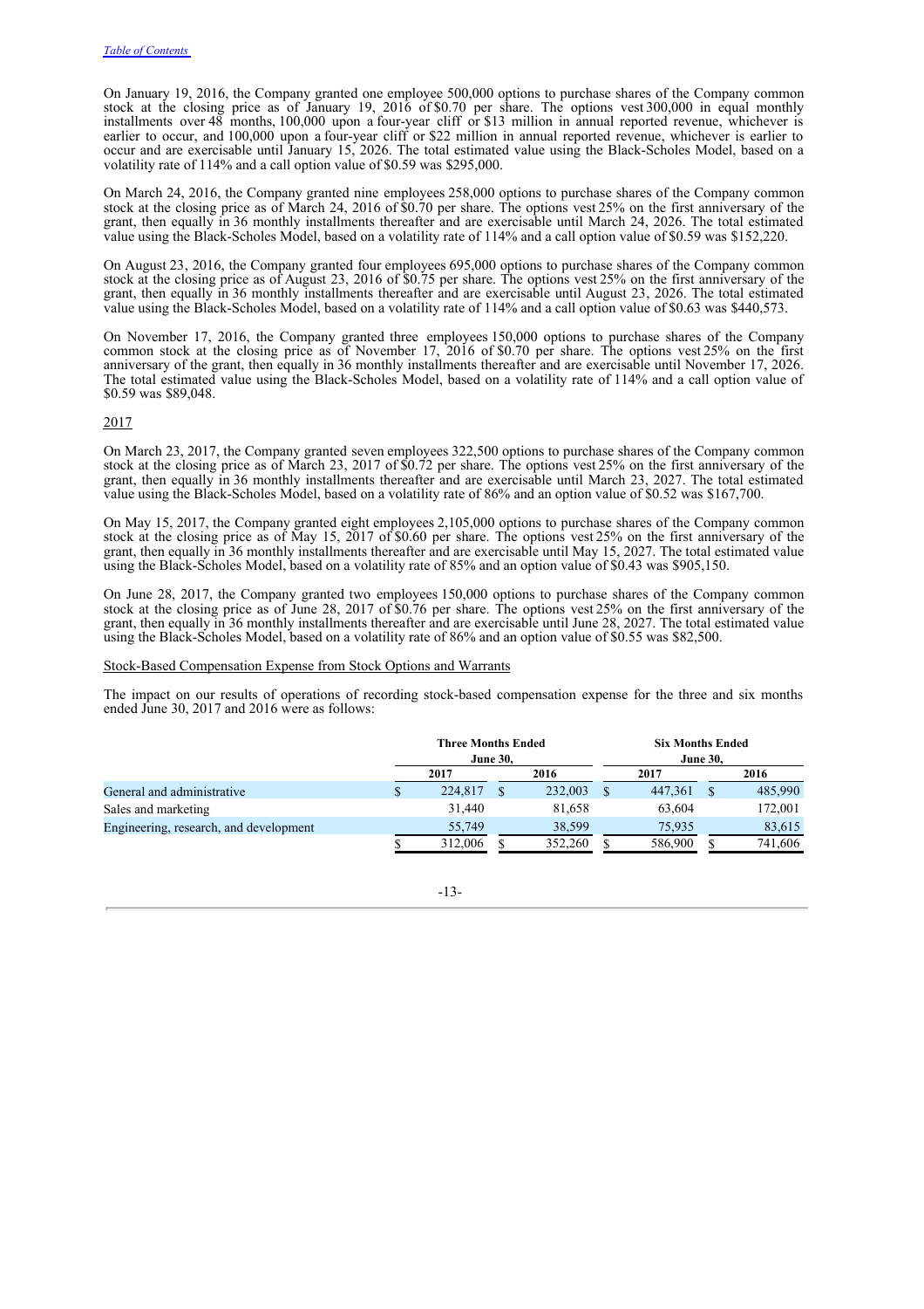On January 19, 2016, the Company granted one employee 500,000 options to purchase shares of the Company common stock at the closing price as of January 19, 2016 of $0.70 per share. The options vest 300,000 in equal monthly installments over 48 months, 100,000 upon a four-year cliff or $13 million in annual reported revenue, whichever is earlier to occur, and 100,000 upon a four-year cliff or $22 million in annual reported revenue, whichever is earlier to occur and are exercisable until January 15, 2026. The total estimated value using the Black-Scholes Model, based on a volatility rate of 114% and a call option value of $0.59 was $295,000.

On March 24, 2016, the Company granted nine employees 258,000 options to purchase shares of the Company common stock at the closing price as of March 24, 2016 of $0.70 per share. The options vest 25% on the first anniversary of the grant, then equally in 36 monthly installments thereafter and are exercisable until March 24, 2026. The total estimated value using the Black-Scholes Model, based on a volatility rate of 114% and a call option value of $0.59 was $152,220.

On August 23, 2016, the Company granted four employees 695,000 options to purchase shares of the Company common stock at the closing price as of August 23, 2016 of $0.75 per share. The options vest 25% on the first anniversary of the grant, then equally in 36 monthly installments thereafter and are exercisable until August 23, 2026. The total estimated value using the Black-Scholes Model, based on a volatility rate of 114% and a call option value of $0.63 was $440,573.

On November 17, 2016, the Company granted three employees 150,000 options to purchase shares of the Company common stock at the closing price as of November 17, 2016 of $0.70 per share. The options vest 25% on the first anniversary of the grant, then equally in 36 monthly installments thereafter and are exercisable until November 17, 2026. The total estimated value using the Black-Scholes Model, based on a volatility rate of 114% and a call option value of $0.59 was $89,048.

2017

On March 23, 2017, the Company granted seven employees 322,500 options to purchase shares of the Company common stock at the closing price as of March 23, 2017 of $0.72 per share. The options vest 25% on the first anniversary of the grant, then equally in 36 monthly installments thereafter and are exercisable until March 23, 2027. The total estimated value using the Black-Scholes Model, based on a volatility rate of 86% and an option value of $0.52 was $167,700.

On May 15, 2017, the Company granted eight employees 2,105,000 options to purchase shares of the Company common stock at the closing price as of May 15, 2017 of $0.60 per share. The options vest 25% on the first anniversary of the grant, then equally in 36 monthly installments thereafter and are exercisable until May 15, 2027. The total estimated value using the Black-Scholes Model, based on a volatility rate of 85% and an option value of $0.43 was $905,150.

On June 28, 2017, the Company granted two employees 150,000 options to purchase shares of the Company common stock at the closing price as of June 28, 2017 of $0.76 per share. The options vest 25% on the first anniversary of the grant, then equally in 36 monthly installments thereafter and are exercisable until June 28, 2027. The total estimated value using the Black-Scholes Model, based on a volatility rate of 86% and an option value of $0.55 was $82,500.

Stock-Based Compensation Expense from Stock Options and Warrants

The impact on our results of operations of recording stock-based compensation expense for the three and six months ended June 30, 2017 and 2016 were as follows:

| | Three Months Ended June 30, | | Six Months Ended June 30, | |
|---|---|---|---|---|
| | 2017 | 2016 | 2017 | 2016 |
| General and administrative | $ 224,817 | $ 232,003 | $ 447,361 | $ 485,990 |
| Sales and marketing | 31,440 | 81,658 | 63,604 | 172,001 |
| Engineering, research, and development | 55,749 | 38,599 | 75,935 | 83,615 |
| | $ 312,006 | $ 352,260 | $ 586,900 | $ 741,606 |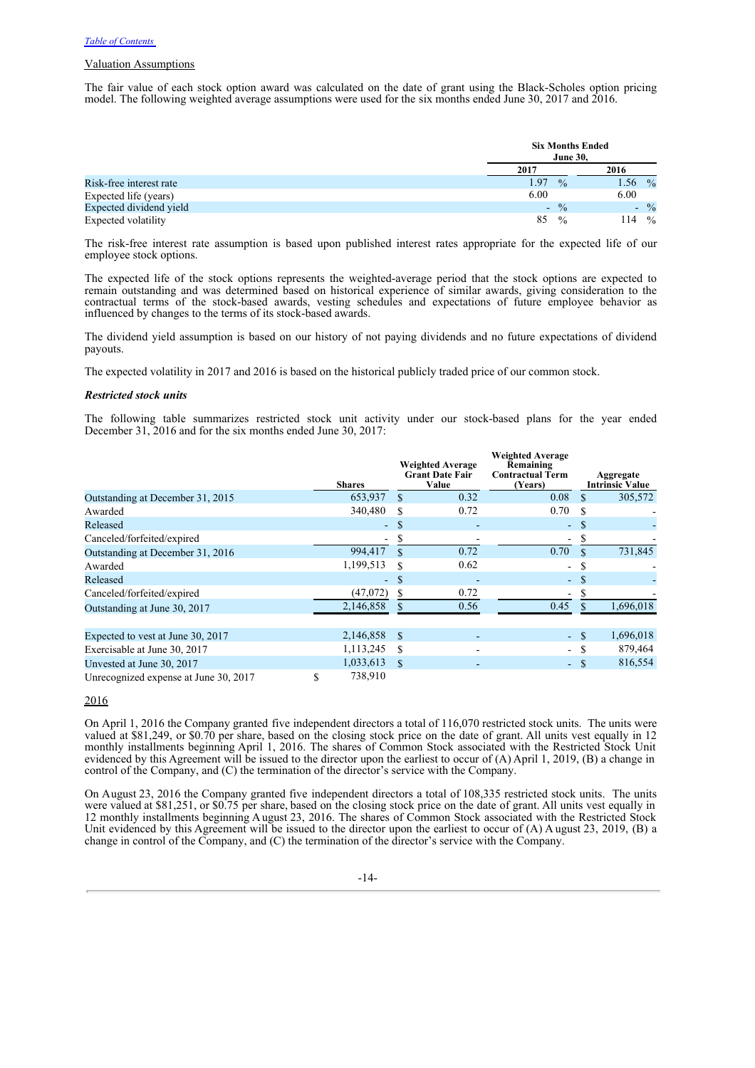Valuation Assumptions

The fair value of each stock option award was calculated on the date of grant using the Black-Scholes option pricing model. The following weighted average assumptions were used for the six months ended June 30, 2017 and 2016.

| | Six Months Ended June 30, | |
|---|---|---|
| | 2017 | 2016 |
| Risk-free interest rate | 1.97 % | 1.56 % |
| Expected life (years) | 6.00 | 6.00 |
| Expected dividend yield | - % | - % |
| Expected volatility | 85 % | 114 % |

The risk-free interest rate assumption is based upon published interest rates appropriate for the expected life of our employee stock options.

The expected life of the stock options represents the weighted-average period that the stock options are expected to remain outstanding and was determined based on historical experience of similar awards, giving consideration to the contractual terms of the stock-based awards, vesting schedules and expectations of future employee behavior as influenced by changes to the terms of its stock-based awards.

The dividend yield assumption is based on our history of not paying dividends and no future expectations of dividend payouts.

The expected volatility in 2017 and 2016 is based on the historical publicly traded price of our common stock.

***Restricted stock units***

The following table summarizes restricted stock unit activity under our stock-based plans for the year ended December 31, 2016 and for the six months ended June 30, 2017:

| | Shares | Weighted Average Grant Date Fair Value | Weighted Average Remaining Contractual Term (Years) | Aggregate Intrinsic Value |
|---|---|---|---|---|
| Outstanding at December 31, 2015 | 653,937 | $ 0.32 | 0.08 | $ 305,572 |
| Awarded | 340,480 | $ 0.72 | 0.70 | $ - |
| Released | - | $ - | - | $ - |
| Canceled/forfeited/expired | - | $ - | - | $ - |
| Outstanding at December 31, 2016 | 994,417 | $ 0.72 | 0.70 | $ 731,845 |
| Awarded | 1,199,513 | $ 0.62 | - | $ - |
| Released | - | $ - | - | $ - |
| Canceled/forfeited/expired | (47,072) | $ 0.72 | - | $ - |
| Outstanding at June 30, 2017 | 2,146,858 | $ 0.56 | 0.45 | $ 1,696,018 |
| | | | | |
| Expected to vest at June 30, 2017 | 2,146,858 | $ - | - | $ 1,696,018 |
| Exercisable at June 30, 2017 | 1,113,245 | $ - | - | $ 879,464 |
| Unvested at June 30, 2017 | 1,033,613 | $ - | - | $ 816,554 |
| Unrecognized expense at June 30, 2017 | $ 738,910 | | | |

2016

On April 1, 2016 the Company granted five independent directors a total of 116,070 restricted stock units. The units were valued at $81,249, or $0.70 per share, based on the closing stock price on the date of grant. All units vest equally in 12 monthly installments beginning April 1, 2016. The shares of Common Stock associated with the Restricted Stock Unit evidenced by this Agreement will be issued to the director upon the earliest to occur of (A) April 1, 2019, (B) a change in control of the Company, and (C) the termination of the director's service with the Company.

On August 23, 2016 the Company granted five independent directors a total of 108,335 restricted stock units. The units were valued at $81,251, or $0.75 per share, based on the closing stock price on the date of grant. All units vest equally in 12 monthly installments beginning August 23, 2016. The shares of Common Stock associated with the Restricted Stock Unit evidenced by this Agreement will be issued to the director upon the earliest to occur of (A) August 23, 2019, (B) a change in control of the Company, and (C) the termination of the director's service with the Company.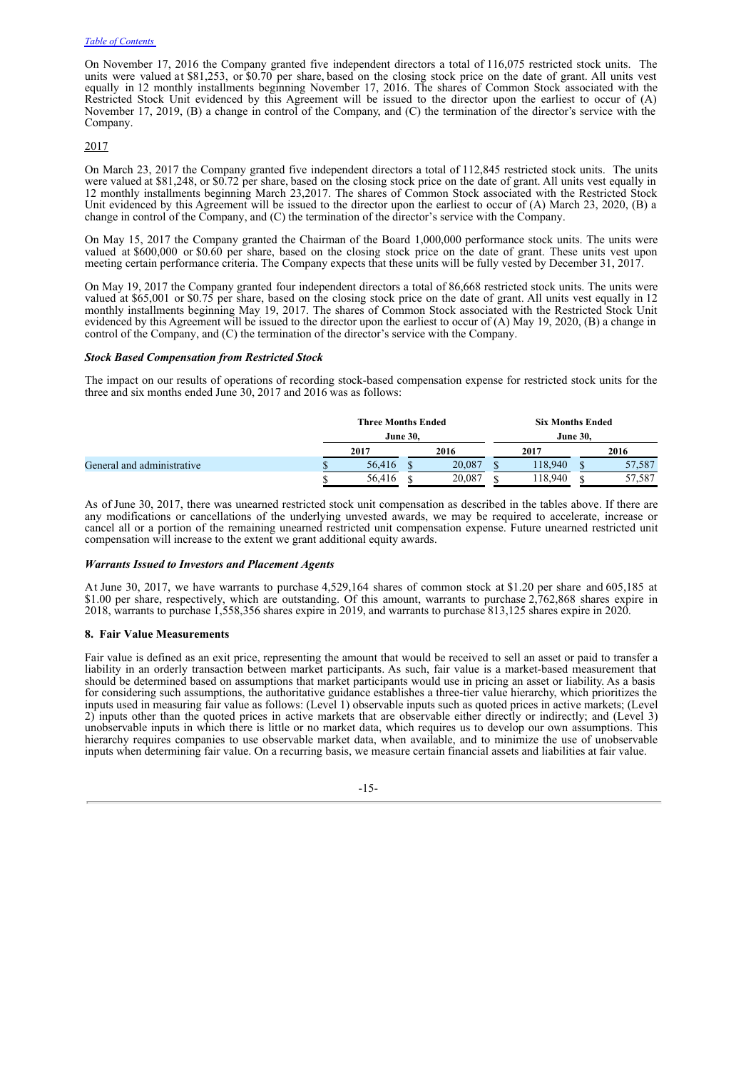On November 17, 2016 the Company granted five independent directors a total of 116,075 restricted stock units. The units were valued at $81,253, or $0.70 per share, based on the closing stock price on the date of grant. All units vest equally in 12 monthly installments beginning November 17, 2016. The shares of Common Stock associated with the Restricted Stock Unit evidenced by this Agreement will be issued to the director upon the earliest to occur of (A) November 17, 2019, (B) a change in control of the Company, and (C) the termination of the director's service with the Company.

2017

On March 23, 2017 the Company granted five independent directors a total of 112,845 restricted stock units. The units were valued at $81,248, or $0.72 per share, based on the closing stock price on the date of grant. All units vest equally in 12 monthly installments beginning March 23,2017. The shares of Common Stock associated with the Restricted Stock Unit evidenced by this Agreement will be issued to the director upon the earliest to occur of (A) March 23, 2020, (B) a change in control of the Company, and (C) the termination of the director's service with the Company.

On May 15, 2017 the Company granted the Chairman of the Board 1,000,000 performance stock units. The units were valued at $600,000 or $0.60 per share, based on the closing stock price on the date of grant. These units vest upon meeting certain performance criteria. The Company expects that these units will be fully vested by December 31, 2017.

On May 19, 2017 the Company granted four independent directors a total of 86,668 restricted stock units. The units were valued at $65,001 or $0.75 per share, based on the closing stock price on the date of grant. All units vest equally in 12 monthly installments beginning May 19, 2017. The shares of Common Stock associated with the Restricted Stock Unit evidenced by this Agreement will be issued to the director upon the earliest to occur of (A) May 19, 2020, (B) a change in control of the Company, and (C) the termination of the director's service with the Company.

***Stock Based Compensation from Restricted Stock***

The impact on our results of operations of recording stock-based compensation expense for restricted stock units for the three and six months ended June 30, 2017 and 2016 was as follows:

| | Three Months Ended June 30, | | Six Months Ended June 30, | |
|---|---|---|---|---|
| | 2017 | 2016 | 2017 | 2016 |
| General and administrative | $ 56,416 | $ 20,087 | $ 118,940 | $ 57,587 |
| | $ 56,416 | $ 20,087 | $ 118,940 | $ 57,587 |

As of June 30, 2017, there was unearned restricted stock unit compensation as described in the tables above. If there are any modifications or cancellations of the underlying unvested awards, we may be required to accelerate, increase or cancel all or a portion of the remaining unearned restricted unit compensation expense. Future unearned restricted unit compensation will increase to the extent we grant additional equity awards.

***Warrants Issued to Investors and Placement Agents***

At June 30, 2017, we have warrants to purchase 4,529,164 shares of common stock at $1.20 per share and 605,185 at $1.00 per share, respectively, which are outstanding. Of this amount, warrants to purchase 2,762,868 shares expire in 2018, warrants to purchase 1,558,356 shares expire in 2019, and warrants to purchase 813,125 shares expire in 2020.

**8. Fair Value Measurements**

Fair value is defined as an exit price, representing the amount that would be received to sell an asset or paid to transfer a liability in an orderly transaction between market participants. As such, fair value is a market-based measurement that should be determined based on assumptions that market participants would use in pricing an asset or liability. As a basis for considering such assumptions, the authoritative guidance establishes a three-tier value hierarchy, which prioritizes the inputs used in measuring fair value as follows: (Level 1) observable inputs such as quoted prices in active markets; (Level 2) inputs other than the quoted prices in active markets that are observable either directly or indirectly; and (Level 3) unobservable inputs in which there is little or no market data, which requires us to develop our own assumptions. This hierarchy requires companies to use observable market data, when available, and to minimize the use of unobservable inputs when determining fair value. On a recurring basis, we measure certain financial assets and liabilities at fair value.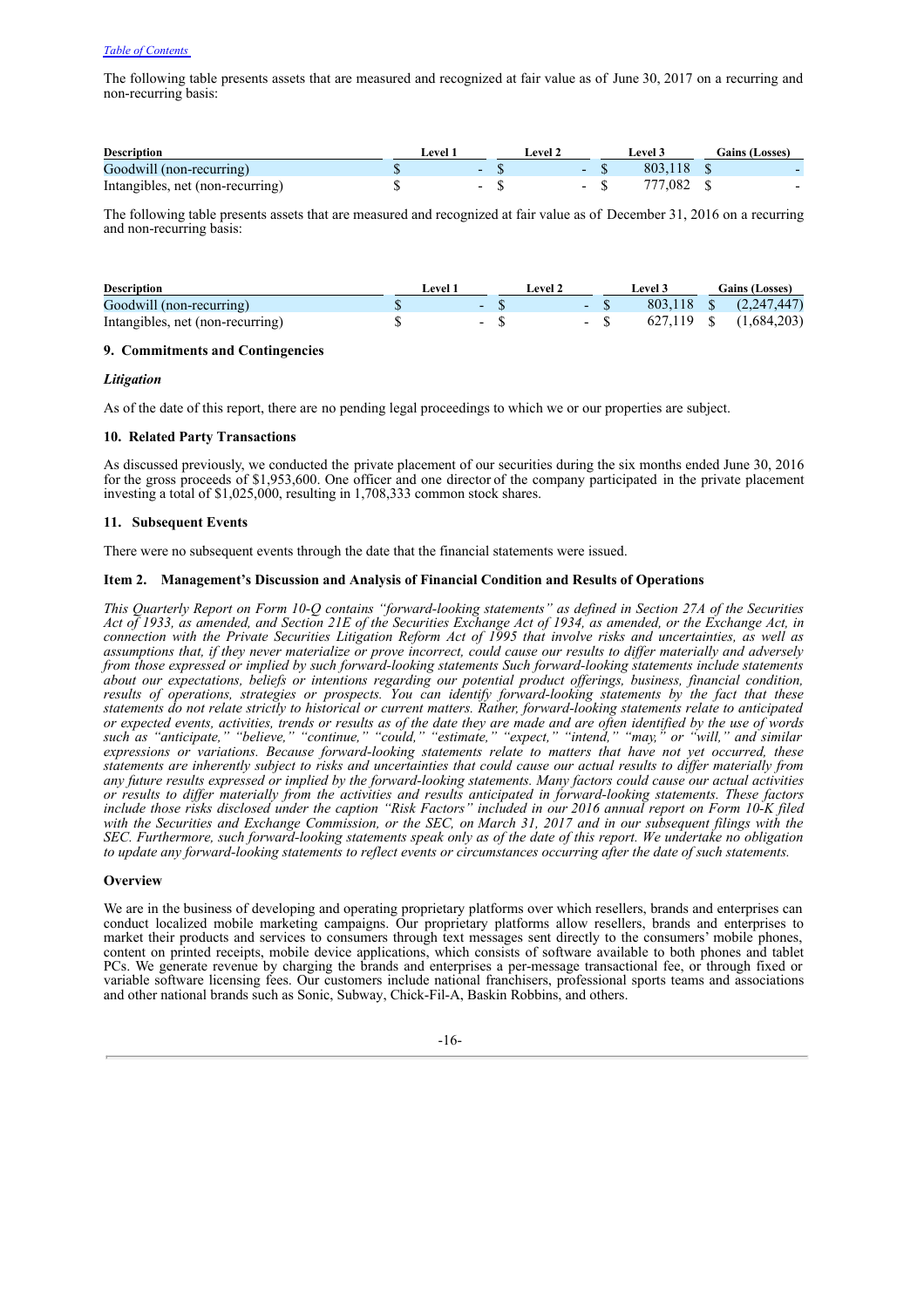The following table presents assets that are measured and recognized at fair value as of June 30, 2017 on a recurring and non-recurring basis:

| Description | Level 1 | Level 2 | Level 3 | Gains (Losses) |
|---|---|---|---|---|
| Goodwill (non-recurring) | $ - | $ - | $ 803,118 | $ - |
| Intangibles, net (non-recurring) | $ - | $ - | $ 777,082 | $ - |

The following table presents assets that are measured and recognized at fair value as of December 31, 2016 on a recurring and non-recurring basis:

| Description | Level 1 | Level 2 | Level 3 | Gains (Losses) |
|---|---|---|---|---|
| Goodwill (non-recurring) | $ - | $ - | $ 803,118 | $ (2,247,447) |
| Intangibles, net (non-recurring) | $ - | $ - | $ 627,119 | $ (1,684,203) |

### 9. Commitments and Contingencies

***Litigation***

As of the date of this report, there are no pending legal proceedings to which we or our properties are subject.

### 10. Related Party Transactions

As discussed previously, we conducted the private placement of our securities during the six months ended June 30, 2016 for the gross proceeds of $1,953,600. One officer and one director of the company participated in the private placement investing a total of $1,025,000, resulting in 1,708,333 common stock shares.

### 11. Subsequent Events

There were no subsequent events through the date that the financial statements were issued.

## Item 2. Management's Discussion and Analysis of Financial Condition and Results of Operations

*This Quarterly Report on Form 10-Q contains "forward-looking statements" as defined in Section 27A of the Securities Act of 1933, as amended, and Section 21E of the Securities Exchange Act of 1934, as amended, or the Exchange Act, in connection with the Private Securities Litigation Reform Act of 1995 that involve risks and uncertainties, as well as assumptions that, if they never materialize or prove incorrect, could cause our results to differ materially and adversely from those expressed or implied by such forward-looking statements Such forward-looking statements include statements about our expectations, beliefs or intentions regarding our potential product offerings, business, financial condition, results of operations, strategies or prospects. You can identify forward-looking statements by the fact that these statements do not relate strictly to historical or current matters. Rather, forward-looking statements relate to anticipated or expected events, activities, trends or results as of the date they are made and are often identified by the use of words such as "anticipate," "believe," "continue," "could," "estimate," "expect," "intend," "may," or "will," and similar expressions or variations. Because forward-looking statements relate to matters that have not yet occurred, these statements are inherently subject to risks and uncertainties that could cause our actual results to differ materially from any future results expressed or implied by the forward-looking statements. Many factors could cause our actual activities or results to differ materially from the activities and results anticipated in forward-looking statements. These factors include those risks disclosed under the caption "Risk Factors" included in our 2016 annual report on Form 10-K filed with the Securities and Exchange Commission, or the SEC, on March 31, 2017 and in our subsequent filings with the SEC. Furthermore, such forward-looking statements speak only as of the date of this report. We undertake no obligation to update any forward-looking statements to reflect events or circumstances occurring after the date of such statements.*

### Overview

We are in the business of developing and operating proprietary platforms over which resellers, brands and enterprises can conduct localized mobile marketing campaigns. Our proprietary platforms allow resellers, brands and enterprises to market their products and services to consumers through text messages sent directly to the consumers' mobile phones, content on printed receipts, mobile device applications, which consists of software available to both phones and tablet PCs. We generate revenue by charging the brands and enterprises a per-message transactional fee, or through fixed or variable software licensing fees. Our customers include national franchisers, professional sports teams and associations and other national brands such as Sonic, Subway, Chick-Fil-A, Baskin Robbins, and others.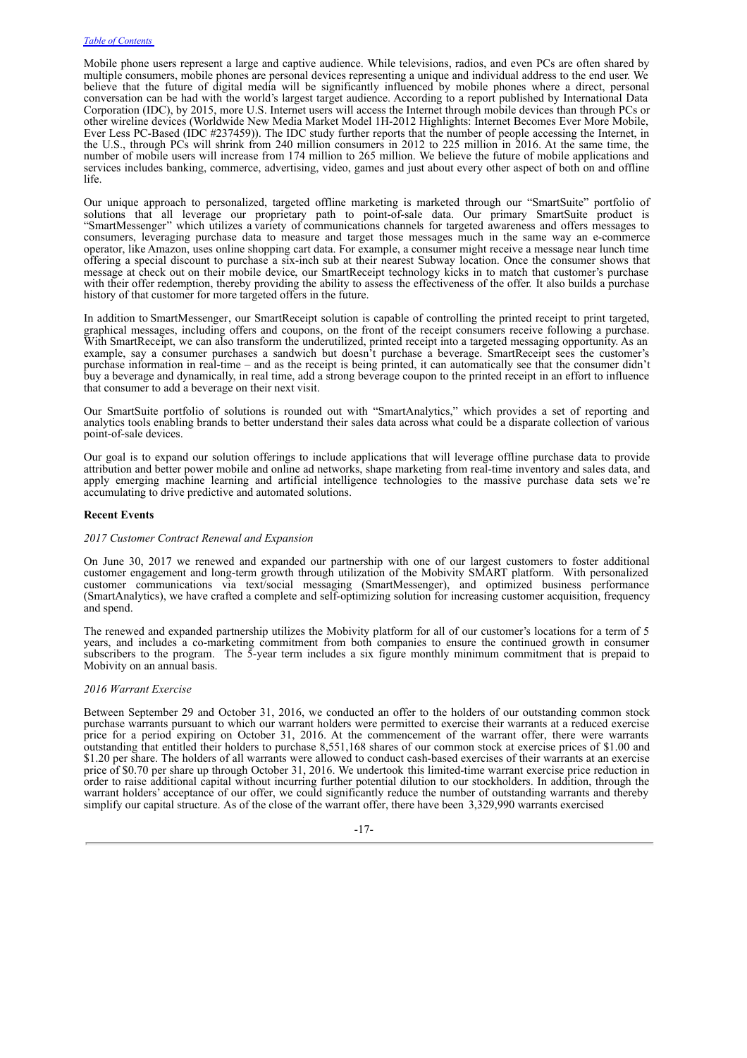Mobile phone users represent a large and captive audience. While televisions, radios, and even PCs are often shared by multiple consumers, mobile phones are personal devices representing a unique and individual address to the end user. We believe that the future of digital media will be significantly influenced by mobile phones where a direct, personal conversation can be had with the world's largest target audience. According to a report published by International Data Corporation (IDC), by 2015, more U.S. Internet users will access the Internet through mobile devices than through PCs or other wireline devices (Worldwide New Media Market Model 1H-2012 Highlights: Internet Becomes Ever More Mobile, Ever Less PC-Based (IDC #237459)). The IDC study further reports that the number of people accessing the Internet, in the U.S., through PCs will shrink from 240 million consumers in 2012 to 225 million in 2016. At the same time, the number of mobile users will increase from 174 million to 265 million. We believe the future of mobile applications and services includes banking, commerce, advertising, video, games and just about every other aspect of both on and offline life.

Our unique approach to personalized, targeted offline marketing is marketed through our "SmartSuite" portfolio of solutions that all leverage our proprietary path to point-of-sale data. Our primary SmartSuite product is "SmartMessenger" which utilizes a variety of communications channels for targeted awareness and offers messages to consumers, leveraging purchase data to measure and target those messages much in the same way an e-commerce operator, like Amazon, uses online shopping cart data. For example, a consumer might receive a message near lunch time offering a special discount to purchase a six-inch sub at their nearest Subway location. Once the consumer shows that message at check out on their mobile device, our SmartReceipt technology kicks in to match that customer's purchase with their offer redemption, thereby providing the ability to assess the effectiveness of the offer. It also builds a purchase history of that customer for more targeted offers in the future.

In addition to SmartMessenger, our SmartReceipt solution is capable of controlling the printed receipt to print targeted, graphical messages, including offers and coupons, on the front of the receipt consumers receive following a purchase. With SmartReceipt, we can also transform the underutilized, printed receipt into a targeted messaging opportunity. As an example, say a consumer purchases a sandwich but doesn't purchase a beverage. SmartReceipt sees the customer's purchase information in real-time – and as the receipt is being printed, it can automatically see that the consumer didn't buy a beverage and dynamically, in real time, add a strong beverage coupon to the printed receipt in an effort to influence that consumer to add a beverage on their next visit.

Our SmartSuite portfolio of solutions is rounded out with "SmartAnalytics," which provides a set of reporting and analytics tools enabling brands to better understand their sales data across what could be a disparate collection of various point-of-sale devices.

Our goal is to expand our solution offerings to include applications that will leverage offline purchase data to provide attribution and better power mobile and online ad networks, shape marketing from real-time inventory and sales data, and apply emerging machine learning and artificial intelligence technologies to the massive purchase data sets we're accumulating to drive predictive and automated solutions.

**Recent Events**

*2017 Customer Contract Renewal and Expansion*

On June 30, 2017 we renewed and expanded our partnership with one of our largest customers to foster additional customer engagement and long-term growth through utilization of the Mobivity SMART platform. With personalized customer communications via text/social messaging (SmartMessenger), and optimized business performance (SmartAnalytics), we have crafted a complete and self-optimizing solution for increasing customer acquisition, frequency and spend.

The renewed and expanded partnership utilizes the Mobivity platform for all of our customer's locations for a term of 5 years, and includes a co-marketing commitment from both companies to ensure the continued growth in consumer subscribers to the program. The 5-year term includes a six figure monthly minimum commitment that is prepaid to Mobivity on an annual basis.

*2016 Warrant Exercise*

Between September 29 and October 31, 2016, we conducted an offer to the holders of our outstanding common stock purchase warrants pursuant to which our warrant holders were permitted to exercise their warrants at a reduced exercise price for a period expiring on October 31, 2016. At the commencement of the warrant offer, there were warrants outstanding that entitled their holders to purchase 8,551,168 shares of our common stock at exercise prices of $1.00 and $1.20 per share. The holders of all warrants were allowed to conduct cash-based exercises of their warrants at an exercise price of $0.70 per share up through October 31, 2016. We undertook this limited-time warrant exercise price reduction in order to raise additional capital without incurring further potential dilution to our stockholders. In addition, through the warrant holders' acceptance of our offer, we could significantly reduce the number of outstanding warrants and thereby simplify our capital structure. As of the close of the warrant offer, there have been 3,329,990 warrants exercised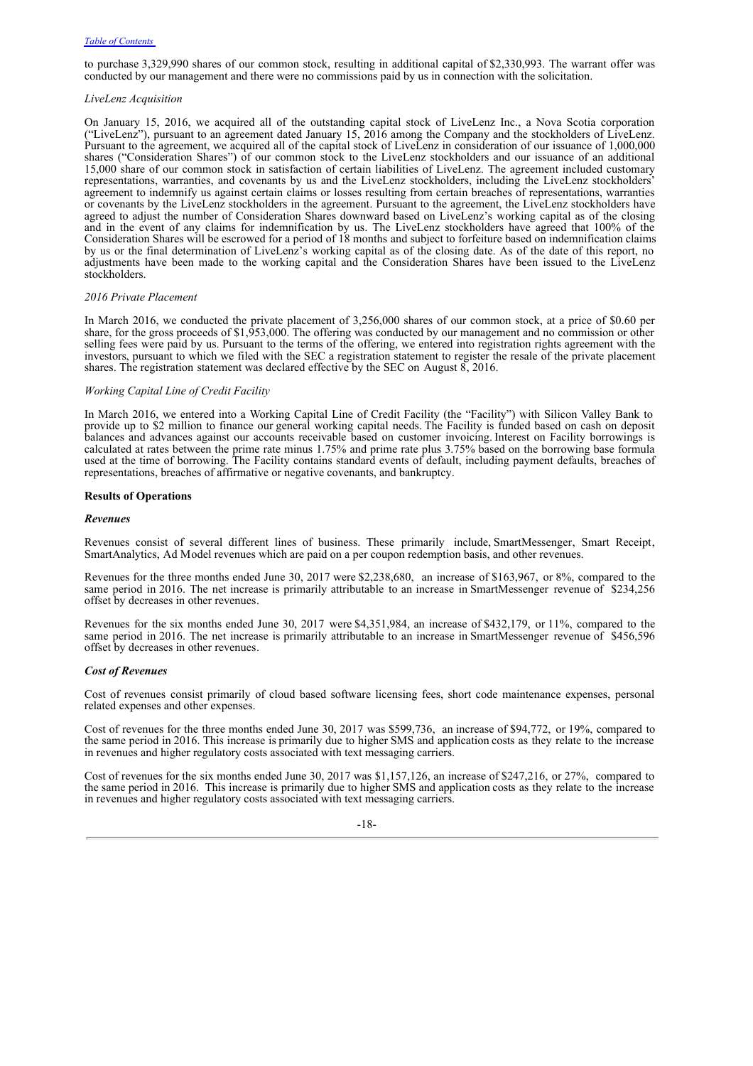to purchase 3,329,990 shares of our common stock, resulting in additional capital of $2,330,993. The warrant offer was conducted by our management and there were no commissions paid by us in connection with the solicitation.

*LiveLenz Acquisition*

On January 15, 2016, we acquired all of the outstanding capital stock of LiveLenz Inc., a Nova Scotia corporation ("LiveLenz"), pursuant to an agreement dated January 15, 2016 among the Company and the stockholders of LiveLenz. Pursuant to the agreement, we acquired all of the capital stock of LiveLenz in consideration of our issuance of 1,000,000 shares ("Consideration Shares") of our common stock to the LiveLenz stockholders and our issuance of an additional 15,000 share of our common stock in satisfaction of certain liabilities of LiveLenz. The agreement included customary representations, warranties, and covenants by us and the LiveLenz stockholders, including the LiveLenz stockholders' agreement to indemnify us against certain claims or losses resulting from certain breaches of representations, warranties or covenants by the LiveLenz stockholders in the agreement. Pursuant to the agreement, the LiveLenz stockholders have agreed to adjust the number of Consideration Shares downward based on LiveLenz's working capital as of the closing and in the event of any claims for indemnification by us. The LiveLenz stockholders have agreed that 100% of the Consideration Shares will be escrowed for a period of 18 months and subject to forfeiture based on indemnification claims by us or the final determination of LiveLenz's working capital as of the closing date. As of the date of this report, no adjustments have been made to the working capital and the Consideration Shares have been issued to the LiveLenz stockholders.

*2016 Private Placement*

In March 2016, we conducted the private placement of 3,256,000 shares of our common stock, at a price of $0.60 per share, for the gross proceeds of $1,953,000. The offering was conducted by our management and no commission or other selling fees were paid by us. Pursuant to the terms of the offering, we entered into registration rights agreement with the investors, pursuant to which we filed with the SEC a registration statement to register the resale of the private placement shares. The registration statement was declared effective by the SEC on August 8, 2016.

*Working Capital Line of Credit Facility*

In March 2016, we entered into a Working Capital Line of Credit Facility (the "Facility") with Silicon Valley Bank to provide up to $2 million to finance our general working capital needs. The Facility is funded based on cash on deposit balances and advances against our accounts receivable based on customer invoicing. Interest on Facility borrowings is calculated at rates between the prime rate minus 1.75% and prime rate plus 3.75% based on the borrowing base formula used at the time of borrowing. The Facility contains standard events of default, including payment defaults, breaches of representations, breaches of affirmative or negative covenants, and bankruptcy.

**Results of Operations**

***Revenues***

Revenues consist of several different lines of business. These primarily include, SmartMessenger, Smart Receipt, SmartAnalytics, Ad Model revenues which are paid on a per coupon redemption basis, and other revenues.

Revenues for the three months ended June 30, 2017 were $2,238,680, an increase of $163,967, or 8%, compared to the same period in 2016. The net increase is primarily attributable to an increase in SmartMessenger revenue of $234,256 offset by decreases in other revenues.

Revenues for the six months ended June 30, 2017 were $4,351,984, an increase of $432,179, or 11%, compared to the same period in 2016. The net increase is primarily attributable to an increase in SmartMessenger revenue of $456,596 offset by decreases in other revenues.

***Cost of Revenues***

Cost of revenues consist primarily of cloud based software licensing fees, short code maintenance expenses, personal related expenses and other expenses.

Cost of revenues for the three months ended June 30, 2017 was $599,736, an increase of $94,772, or 19%, compared to the same period in 2016. This increase is primarily due to higher SMS and application costs as they relate to the increase in revenues and higher regulatory costs associated with text messaging carriers.

Cost of revenues for the six months ended June 30, 2017 was $1,157,126, an increase of $247,216, or 27%, compared to the same period in 2016. This increase is primarily due to higher SMS and application costs as they relate to the increase in revenues and higher regulatory costs associated with text messaging carriers.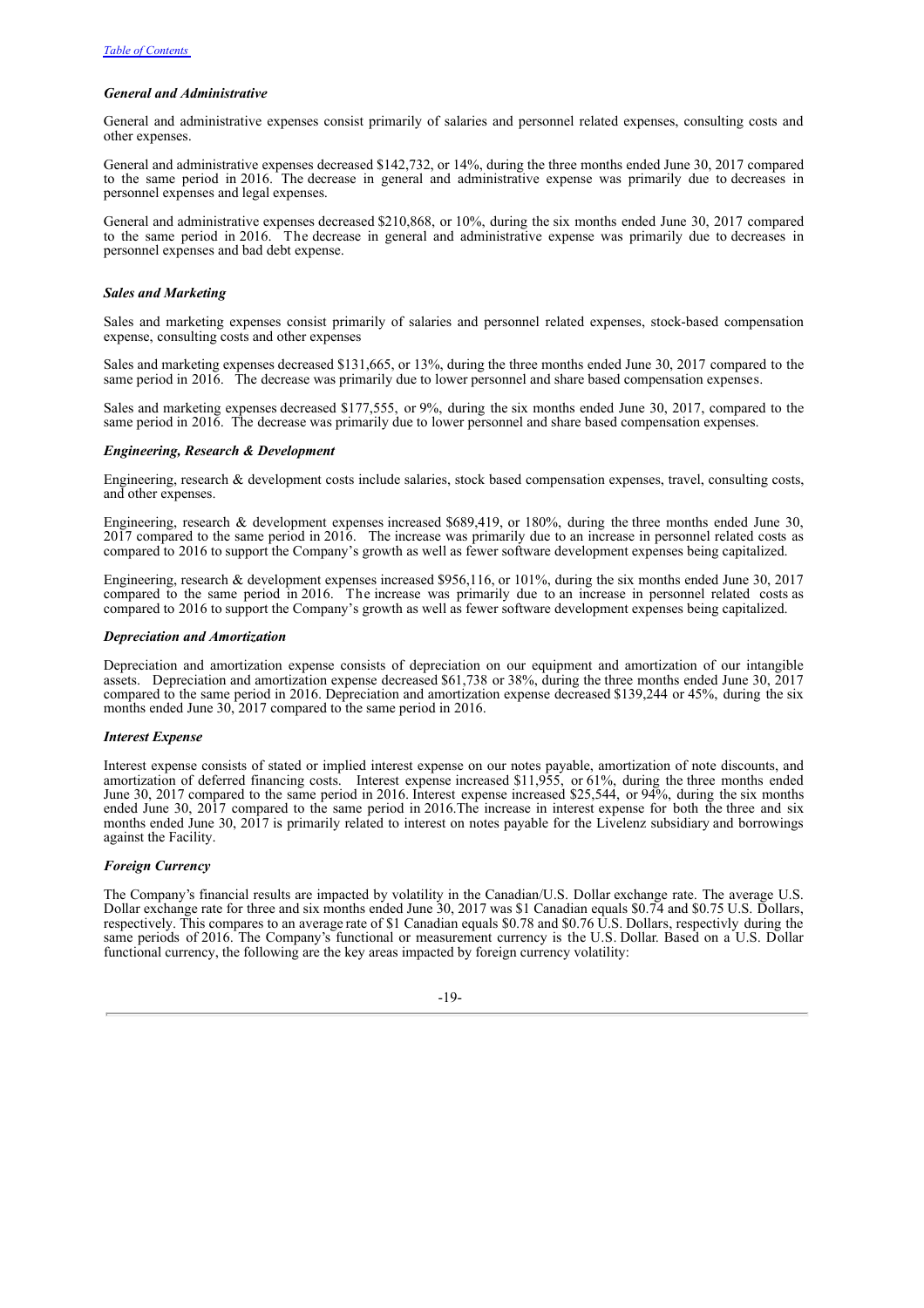### *General and Administrative*

General and administrative expenses consist primarily of salaries and personnel related expenses, consulting costs and other expenses.

General and administrative expenses decreased $142,732, or 14%, during the three months ended June 30, 2017 compared to the same period in 2016. The decrease in general and administrative expense was primarily due to decreases in personnel expenses and legal expenses.

General and administrative expenses decreased $210,868, or 10%, during the six months ended June 30, 2017 compared to the same period in 2016. The decrease in general and administrative expense was primarily due to decreases in personnel expenses and bad debt expense.

### *Sales and Marketing*

Sales and marketing expenses consist primarily of salaries and personnel related expenses, stock-based compensation expense, consulting costs and other expenses

Sales and marketing expenses decreased $131,665, or 13%, during the three months ended June 30, 2017 compared to the same period in 2016. The decrease was primarily due to lower personnel and share based compensation expenses.

Sales and marketing expenses decreased $177,555, or 9%, during the six months ended June 30, 2017, compared to the same period in 2016. The decrease was primarily due to lower personnel and share based compensation expenses.

### *Engineering, Research & Development*

Engineering, research & development costs include salaries, stock based compensation expenses, travel, consulting costs, and other expenses.

Engineering, research & development expenses increased $689,419, or 180%, during the three months ended June 30, 2017 compared to the same period in 2016. The increase was primarily due to an increase in personnel related costs as compared to 2016 to support the Company's growth as well as fewer software development expenses being capitalized.

Engineering, research & development expenses increased $956,116, or 101%, during the six months ended June 30, 2017 compared to the same period in 2016. The increase was primarily due to an increase in personnel related costs as compared to 2016 to support the Company's growth as well as fewer software development expenses being capitalized.

### *Depreciation and Amortization*

Depreciation and amortization expense consists of depreciation on our equipment and amortization of our intangible assets. Depreciation and amortization expense decreased $61,738 or 38%, during the three months ended June 30, 2017 compared to the same period in 2016. Depreciation and amortization expense decreased $139,244 or 45%, during the six months ended June 30, 2017 compared to the same period in 2016.

### *Interest Expense*

Interest expense consists of stated or implied interest expense on our notes payable, amortization of note discounts, and amortization of deferred financing costs. Interest expense increased $11,955, or 61%, during the three months ended June 30, 2017 compared to the same period in 2016. Interest expense increased $25,544, or 94%, during the six months ended June 30, 2017 compared to the same period in 2016.The increase in interest expense for both the three and six months ended June 30, 2017 is primarily related to interest on notes payable for the Livelenz subsidiary and borrowings against the Facility.

### *Foreign Currency*

The Company's financial results are impacted by volatility in the Canadian/U.S. Dollar exchange rate. The average U.S. Dollar exchange rate for three and six months ended June 30, 2017 was $1 Canadian equals $0.74 and $0.75 U.S. Dollars, respectively. This compares to an average rate of $1 Canadian equals $0.78 and $0.76 U.S. Dollars, respectivly during the same periods of 2016. The Company's functional or measurement currency is the U.S. Dollar. Based on a U.S. Dollar functional currency, the following are the key areas impacted by foreign currency volatility: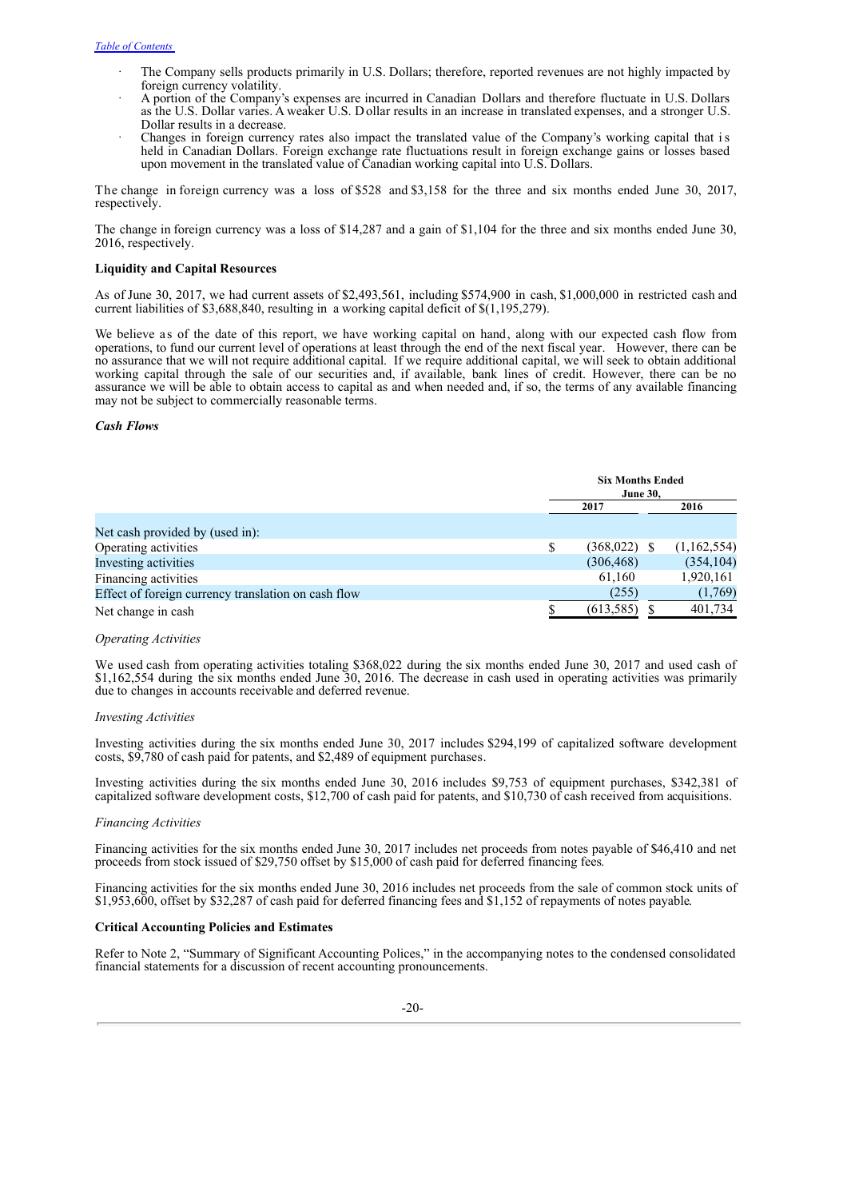- The Company sells products primarily in U.S. Dollars; therefore, reported revenues are not highly impacted by foreign currency volatility.
- A portion of the Company's expenses are incurred in Canadian Dollars and therefore fluctuate in U.S. Dollars as the U.S. Dollar varies. A weaker U.S. Dollar results in an increase in translated expenses, and a stronger U.S. Dollar results in a decrease.
- Changes in foreign currency rates also impact the translated value of the Company's working capital that is held in Canadian Dollars. Foreign exchange rate fluctuations result in foreign exchange gains or losses based upon movement in the translated value of Canadian working capital into U.S. Dollars.

The change in foreign currency was a loss of $528 and $3,158 for the three and six months ended June 30, 2017, respectively.

The change in foreign currency was a loss of $14,287 and a gain of $1,104 for the three and six months ended June 30, 2016, respectively.

**Liquidity and Capital Resources**

As of June 30, 2017, we had current assets of $2,493,561, including $574,900 in cash, $1,000,000 in restricted cash and current liabilities of $3,688,840, resulting in a working capital deficit of $(1,195,279).

We believe as of the date of this report, we have working capital on hand, along with our expected cash flow from operations, to fund our current level of operations at least through the end of the next fiscal year. However, there can be no assurance that we will not require additional capital. If we require additional capital, we will seek to obtain additional working capital through the sale of our securities and, if available, bank lines of credit. However, there can be no assurance we will be able to obtain access to capital as and when needed and, if so, the terms of any available financing may not be subject to commercially reasonable terms.

***Cash Flows***

| | Six Months Ended June 30, | |
|---|---|---|
| | 2017 | 2016 |
| Net cash provided by (used in): | | |
| Operating activities | $ (368,022) | $ (1,162,554) |
| Investing activities | (306,468) | (354,104) |
| Financing activities | 61,160 | 1,920,161 |
| Effect of foreign currency translation on cash flow | (255) | (1,769) |
| Net change in cash | $ (613,585) | $ 401,734 |

*Operating Activities*

We used cash from operating activities totaling $368,022 during the six months ended June 30, 2017 and used cash of $1,162,554 during the six months ended June 30, 2016. The decrease in cash used in operating activities was primarily due to changes in accounts receivable and deferred revenue.

*Investing Activities*

Investing activities during the six months ended June 30, 2017 includes $294,199 of capitalized software development costs, $9,780 of cash paid for patents, and $2,489 of equipment purchases.

Investing activities during the six months ended June 30, 2016 includes $9,753 of equipment purchases, $342,381 of capitalized software development costs, $12,700 of cash paid for patents, and $10,730 of cash received from acquisitions.

*Financing Activities*

Financing activities for the six months ended June 30, 2017 includes net proceeds from notes payable of $46,410 and net proceeds from stock issued of $29,750 offset by $15,000 of cash paid for deferred financing fees.

Financing activities for the six months ended June 30, 2016 includes net proceeds from the sale of common stock units of $1,953,600, offset by $32,287 of cash paid for deferred financing fees and $1,152 of repayments of notes payable.

**Critical Accounting Policies and Estimates**

Refer to Note 2, "Summary of Significant Accounting Polices," in the accompanying notes to the condensed consolidated financial statements for a discussion of recent accounting pronouncements.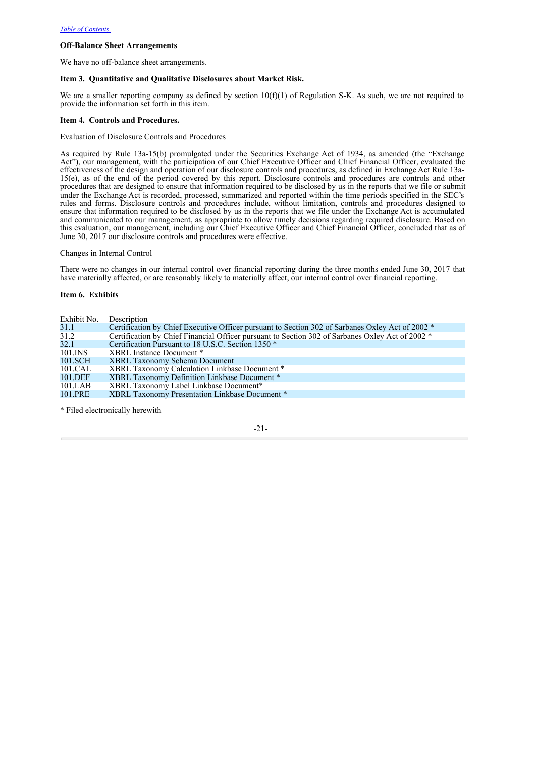**Off-Balance Sheet Arrangements**

We have no off-balance sheet arrangements.

**Item 3. Quantitative and Qualitative Disclosures about Market Risk.**

We are a smaller reporting company as defined by section 10(f)(1) of Regulation S-K. As such, we are not required to provide the information set forth in this item.

**Item 4. Controls and Procedures.**

Evaluation of Disclosure Controls and Procedures

As required by Rule 13a-15(b) promulgated under the Securities Exchange Act of 1934, as amended (the "Exchange Act"), our management, with the participation of our Chief Executive Officer and Chief Financial Officer, evaluated the effectiveness of the design and operation of our disclosure controls and procedures, as defined in Exchange Act Rule 13a-15(e), as of the end of the period covered by this report. Disclosure controls and procedures are controls and other procedures that are designed to ensure that information required to be disclosed by us in the reports that we file or submit under the Exchange Act is recorded, processed, summarized and reported within the time periods specified in the SEC's rules and forms. Disclosure controls and procedures include, without limitation, controls and procedures designed to ensure that information required to be disclosed by us in the reports that we file under the Exchange Act is accumulated and communicated to our management, as appropriate to allow timely decisions regarding required disclosure. Based on this evaluation, our management, including our Chief Executive Officer and Chief Financial Officer, concluded that as of June 30, 2017 our disclosure controls and procedures were effective.

Changes in Internal Control

There were no changes in our internal control over financial reporting during the three months ended June 30, 2017 that have materially affected, or are reasonably likely to materially affect, our internal control over financial reporting.

**Item 6. Exhibits**

| Exhibit No. | Description |
|---|---|
| 31.1 | Certification by Chief Executive Officer pursuant to Section 302 of Sarbanes Oxley Act of 2002 * |
| 31.2 | Certification by Chief Financial Officer pursuant to Section 302 of Sarbanes Oxley Act of 2002 * |
| 32.1 | Certification Pursuant to 18 U.S.C. Section 1350 * |
| 101.INS | XBRL Instance Document * |
| 101.SCH | XBRL Taxonomy Schema Document |
| 101.CAL | XBRL Taxonomy Calculation Linkbase Document * |
| 101.DEF | XBRL Taxonomy Definition Linkbase Document * |
| 101.LAB | XBRL Taxonomy Label Linkbase Document* |
| 101.PRE | XBRL Taxonomy Presentation Linkbase Document * |

* Filed electronically herewith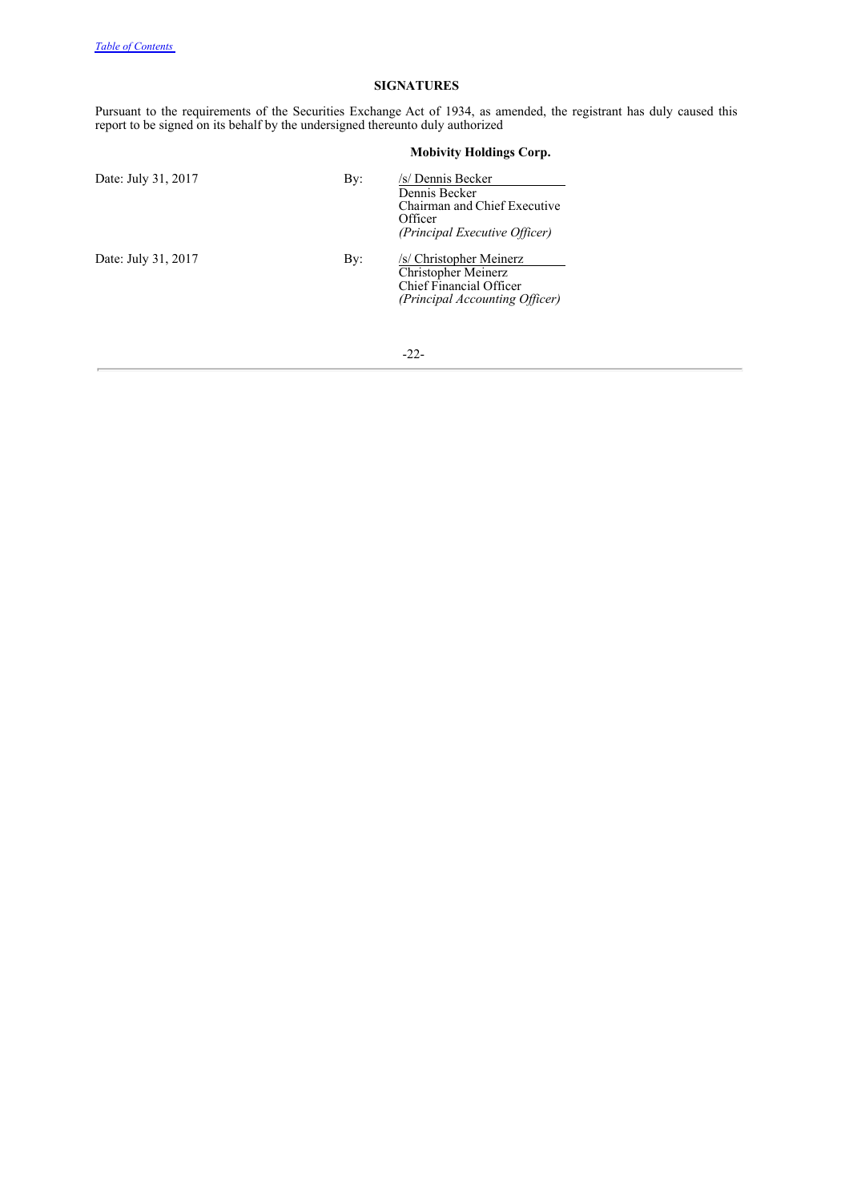## SIGNATURES

Pursuant to the requirements of the Securities Exchange Act of 1934, as amended, the registrant has duly caused this report to be signed on its behalf by the undersigned thereunto duly authorized

**Mobivity Holdings Corp.**

| | | |
|---|---|---|
| Date: July 31, 2017 | By: | /s/ Dennis Becker<br>Dennis Becker<br>Chairman and Chief Executive Officer<br>*(Principal Executive Officer)* |
| Date: July 31, 2017 | By: | /s/ Christopher Meinerz<br>Christopher Meinerz<br>Chief Financial Officer<br>*(Principal Accounting Officer)* |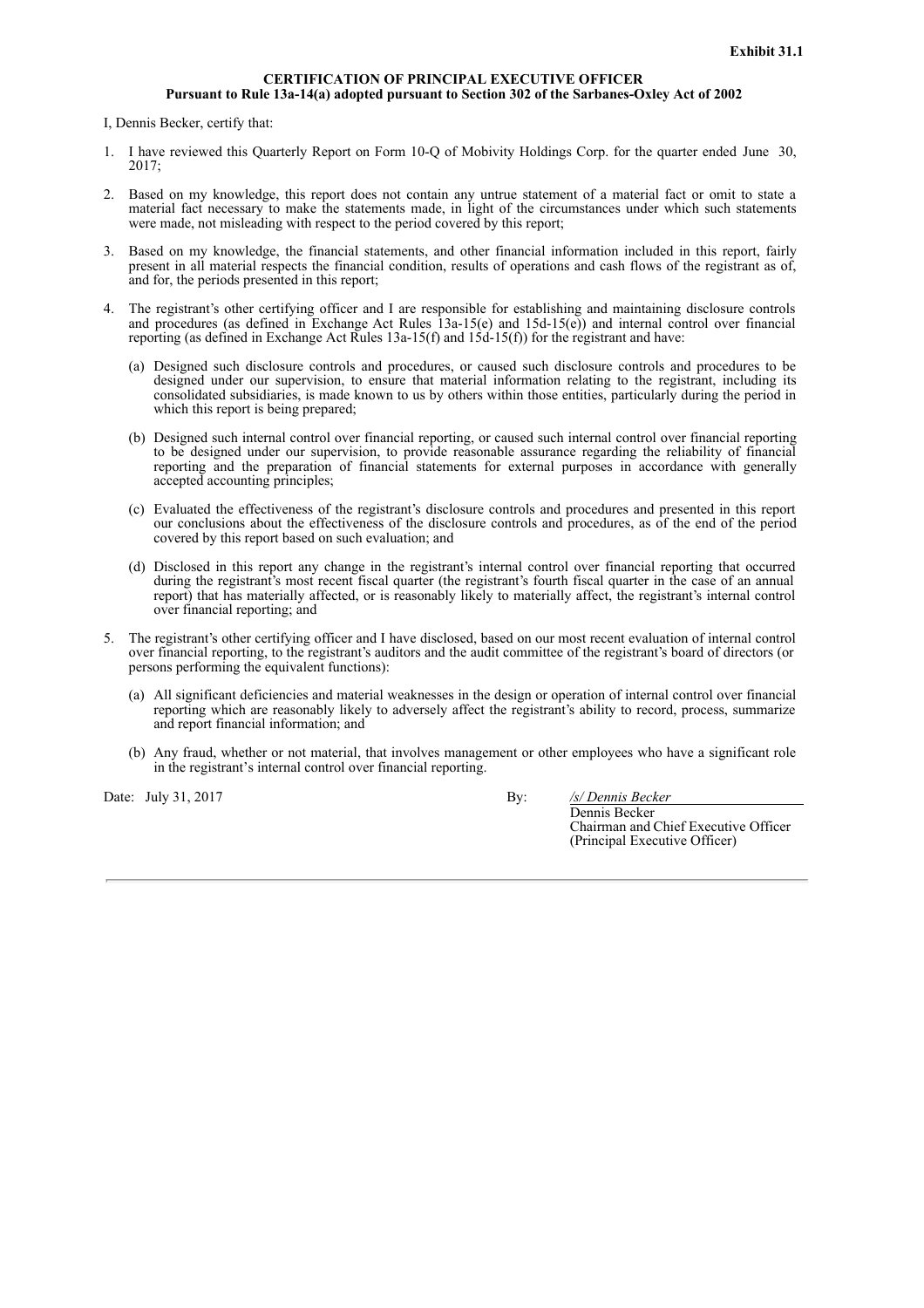**Exhibit 31.1**

**CERTIFICATION OF PRINCIPAL EXECUTIVE OFFICER**
**Pursuant to Rule 13a-14(a) adopted pursuant to Section 302 of the Sarbanes-Oxley Act of 2002**

I, Dennis Becker, certify that:

1. I have reviewed this Quarterly Report on Form 10-Q of Mobivity Holdings Corp. for the quarter ended June 30, 2017;

2. Based on my knowledge, this report does not contain any untrue statement of a material fact or omit to state a material fact necessary to make the statements made, in light of the circumstances under which such statements were made, not misleading with respect to the period covered by this report;

3. Based on my knowledge, the financial statements, and other financial information included in this report, fairly present in all material respects the financial condition, results of operations and cash flows of the registrant as of, and for, the periods presented in this report;

4. The registrant's other certifying officer and I are responsible for establishing and maintaining disclosure controls and procedures (as defined in Exchange Act Rules 13a-15(e) and 15d-15(e)) and internal control over financial reporting (as defined in Exchange Act Rules 13a-15(f) and 15d-15(f)) for the registrant and have:

   (a) Designed such disclosure controls and procedures, or caused such disclosure controls and procedures to be designed under our supervision, to ensure that material information relating to the registrant, including its consolidated subsidiaries, is made known to us by others within those entities, particularly during the period in which this report is being prepared;

   (b) Designed such internal control over financial reporting, or caused such internal control over financial reporting to be designed under our supervision, to provide reasonable assurance regarding the reliability of financial reporting and the preparation of financial statements for external purposes in accordance with generally accepted accounting principles;

   (c) Evaluated the effectiveness of the registrant's disclosure controls and procedures and presented in this report our conclusions about the effectiveness of the disclosure controls and procedures, as of the end of the period covered by this report based on such evaluation; and

   (d) Disclosed in this report any change in the registrant's internal control over financial reporting that occurred during the registrant's most recent fiscal quarter (the registrant's fourth fiscal quarter in the case of an annual report) that has materially affected, or is reasonably likely to materially affect, the registrant's internal control over financial reporting; and

5. The registrant's other certifying officer and I have disclosed, based on our most recent evaluation of internal control over financial reporting, to the registrant's auditors and the audit committee of the registrant's board of directors (or persons performing the equivalent functions):

   (a) All significant deficiencies and material weaknesses in the design or operation of internal control over financial reporting which are reasonably likely to adversely affect the registrant's ability to record, process, summarize and report financial information; and

   (b) Any fraud, whether or not material, that involves management or other employees who have a significant role in the registrant's internal control over financial reporting.

Date: July 31, 2017

By: */s/ Dennis Becker*
Dennis Becker
Chairman and Chief Executive Officer
(Principal Executive Officer)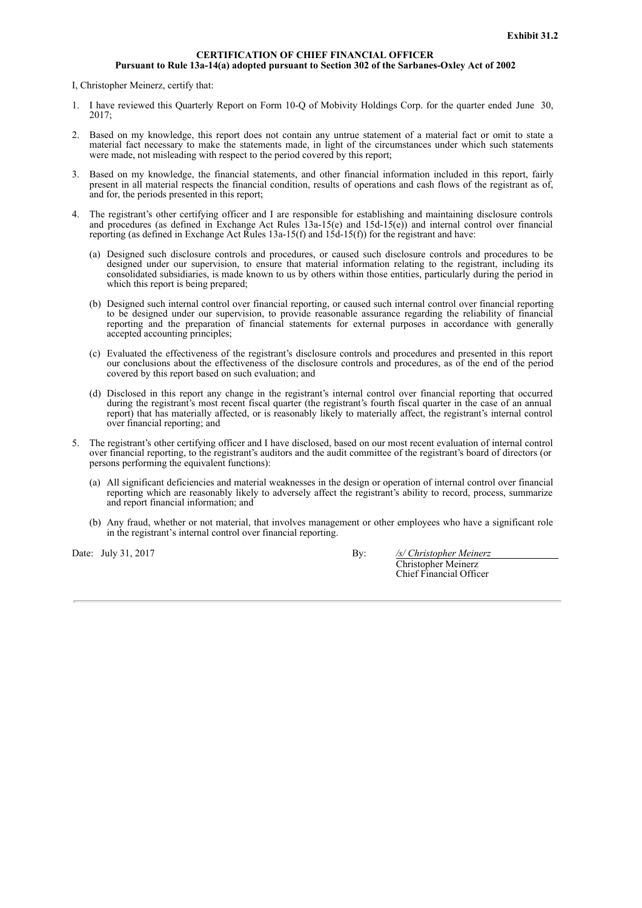**Exhibit 31.2**

**CERTIFICATION OF CHIEF FINANCIAL OFFICER**
**Pursuant to Rule 13a-14(a) adopted pursuant to Section 302 of the Sarbanes-Oxley Act of 2002**

I, Christopher Meinerz, certify that:

1. I have reviewed this Quarterly Report on Form 10-Q of Mobivity Holdings Corp. for the quarter ended June 30, 2017;

2. Based on my knowledge, this report does not contain any untrue statement of a material fact or omit to state a material fact necessary to make the statements made, in light of the circumstances under which such statements were made, not misleading with respect to the period covered by this report;

3. Based on my knowledge, the financial statements, and other financial information included in this report, fairly present in all material respects the financial condition, results of operations and cash flows of the registrant as of, and for, the periods presented in this report;

4. The registrant's other certifying officer and I are responsible for establishing and maintaining disclosure controls and procedures (as defined in Exchange Act Rules 13a-15(e) and 15d-15(e)) and internal control over financial reporting (as defined in Exchange Act Rules 13a-15(f) and 15d-15(f)) for the registrant and have:

   (a) Designed such disclosure controls and procedures, or caused such disclosure controls and procedures to be designed under our supervision, to ensure that material information relating to the registrant, including its consolidated subsidiaries, is made known to us by others within those entities, particularly during the period in which this report is being prepared;

   (b) Designed such internal control over financial reporting, or caused such internal control over financial reporting to be designed under our supervision, to provide reasonable assurance regarding the reliability of financial reporting and the preparation of financial statements for external purposes in accordance with generally accepted accounting principles;

   (c) Evaluated the effectiveness of the registrant's disclosure controls and procedures and presented in this report our conclusions about the effectiveness of the disclosure controls and procedures, as of the end of the period covered by this report based on such evaluation; and

   (d) Disclosed in this report any change in the registrant's internal control over financial reporting that occurred during the registrant's most recent fiscal quarter (the registrant's fourth fiscal quarter in the case of an annual report) that has materially affected, or is reasonably likely to materially affect, the registrant's internal control over financial reporting; and

5. The registrant's other certifying officer and I have disclosed, based on our most recent evaluation of internal control over financial reporting, to the registrant's auditors and the audit committee of the registrant's board of directors (or persons performing the equivalent functions):

   (a) All significant deficiencies and material weaknesses in the design or operation of internal control over financial reporting which are reasonably likely to adversely affect the registrant's ability to record, process, summarize and report financial information; and

   (b) Any fraud, whether or not material, that involves management or other employees who have a significant role in the registrant's internal control over financial reporting.

Date: July 31, 2017

By: */s/ Christopher Meinerz*
Christopher Meinerz
Chief Financial Officer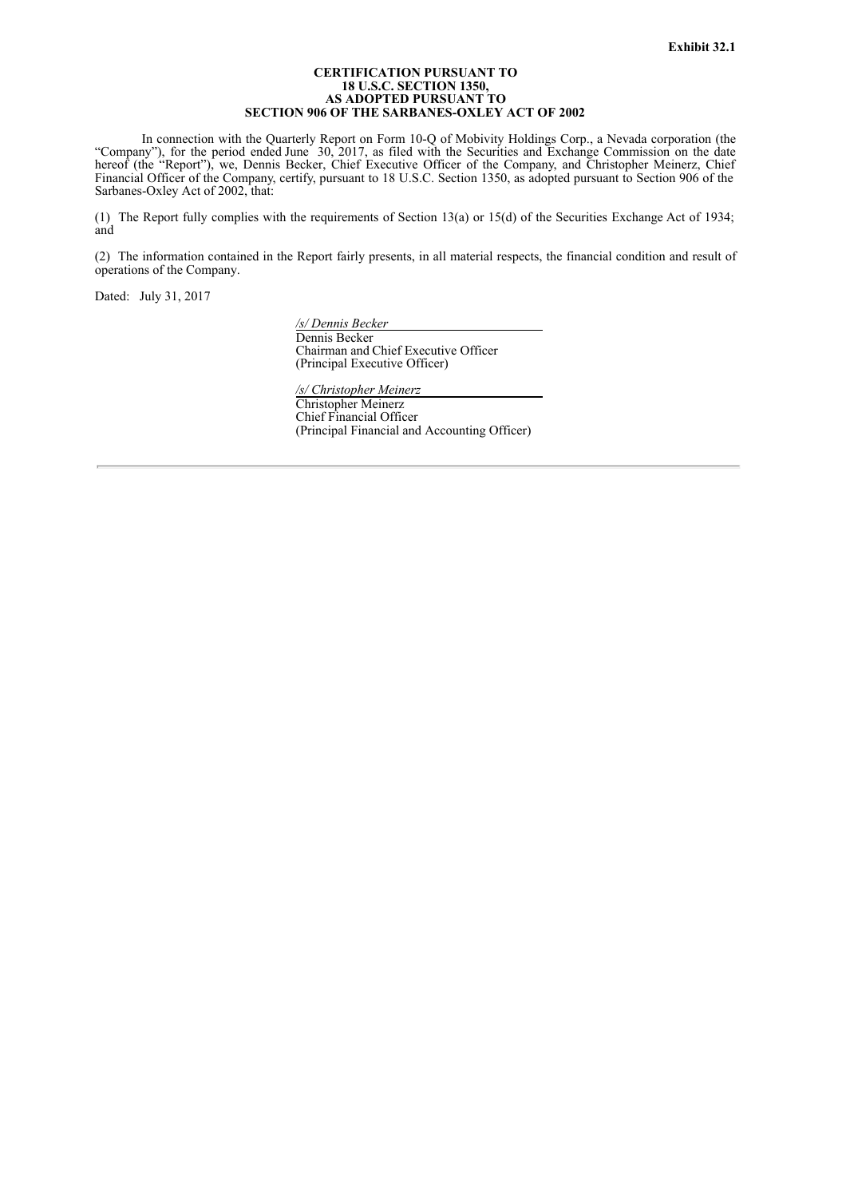**Exhibit 32.1**

**CERTIFICATION PURSUANT TO**
**18 U.S.C. SECTION 1350,**
**AS ADOPTED PURSUANT TO**
**SECTION 906 OF THE SARBANES-OXLEY ACT OF 2002**

In connection with the Quarterly Report on Form 10-Q of Mobivity Holdings Corp., a Nevada corporation (the "Company"), for the period ended June 30, 2017, as filed with the Securities and Exchange Commission on the date hereof (the "Report"), we, Dennis Becker, Chief Executive Officer of the Company, and Christopher Meinerz, Chief Financial Officer of the Company, certify, pursuant to 18 U.S.C. Section 1350, as adopted pursuant to Section 906 of the Sarbanes-Oxley Act of 2002, that:

(1) The Report fully complies with the requirements of Section 13(a) or 15(d) of the Securities Exchange Act of 1934; and

(2) The information contained in the Report fairly presents, in all material respects, the financial condition and result of operations of the Company.

Dated: July 31, 2017

*/s/ Dennis Becker*
Dennis Becker
Chairman and Chief Executive Officer
(Principal Executive Officer)

*/s/ Christopher Meinerz*
Christopher Meinerz
Chief Financial Officer
(Principal Financial and Accounting Officer)